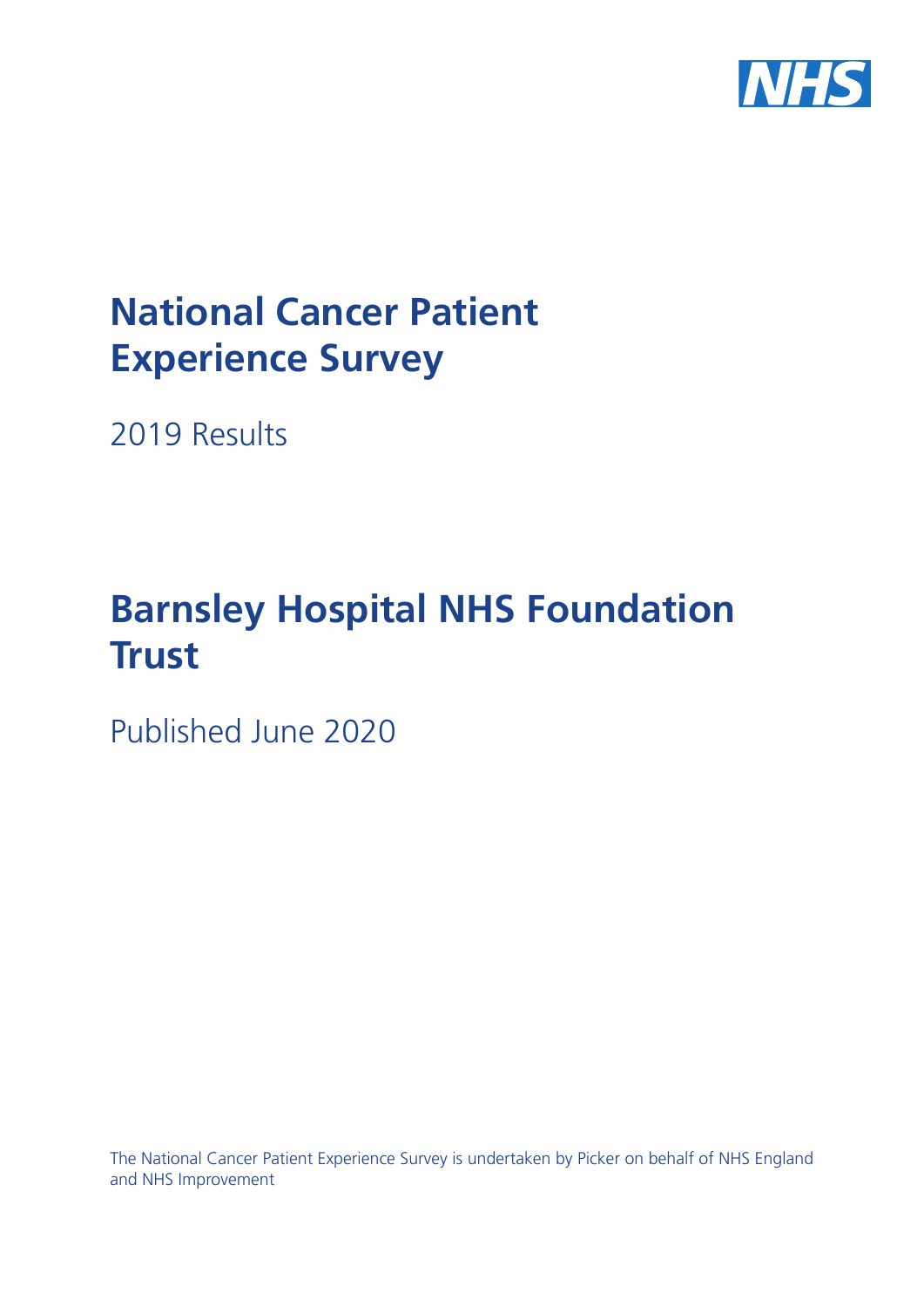NHS

# National Cancer Patient Experience Survey

2019 Results

# Barnsley Hospital NHS Foundation Trust

Published June 2020

The National Cancer Patient Experience Survey is undertaken by Picker on behalf of NHS England and NHS Improvement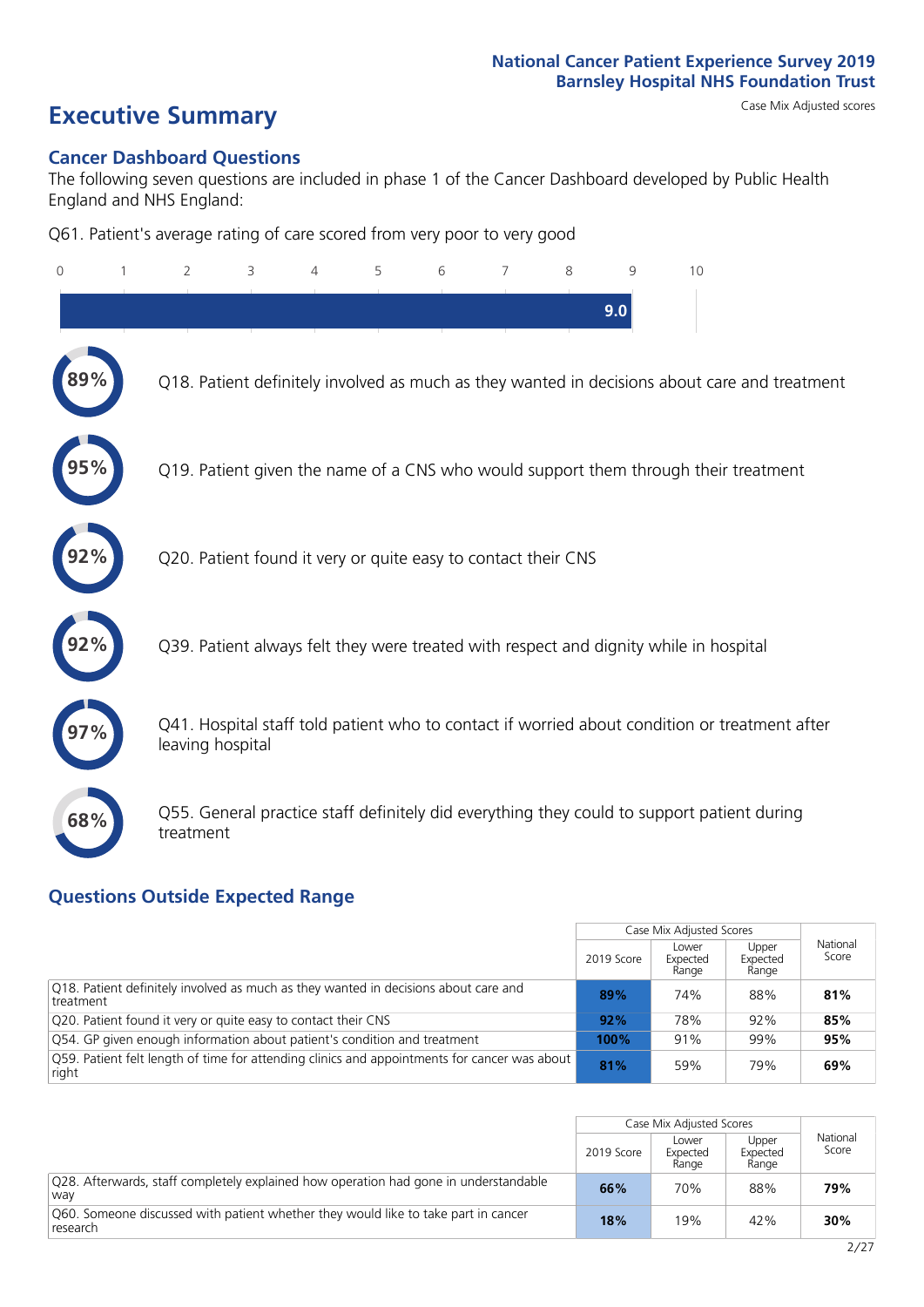# Executive Summary

Case Mix Adjusted scores

## Cancer Dashboard Questions

The following seven questions are included in phase 1 of the Cancer Dashboard developed by Public Health England and NHS England:

Q61. Patient's average rating of care scored from very poor to very good

**9.0**

**89%** Q18. Patient definitely involved as much as they wanted in decisions about care and treatment

**95%** Q19. Patient given the name of a CNS who would support them through their treatment

**92%** Q20. Patient found it very or quite easy to contact their CNS

**92%** Q39. Patient always felt they were treated with respect and dignity while in hospital

**97%** Q41. Hospital staff told patient who to contact if worried about condition or treatment after leaving hospital

**68%** Q55. General practice staff definitely did everything they could to support patient during treatment

## Questions Outside Expected Range

| | Case Mix Adjusted Scores | | | National Score |
|---|---|---|---|---|
| | 2019 Score | Lower Expected Range | Upper Expected Range | |
| Q18. Patient definitely involved as much as they wanted in decisions about care and treatment | **89%** | 74% | 88% | **81%** |
| Q20. Patient found it very or quite easy to contact their CNS | **92%** | 78% | 92% | **85%** |
| Q54. GP given enough information about patient's condition and treatment | **100%** | 91% | 99% | **95%** |
| Q59. Patient felt length of time for attending clinics and appointments for cancer was about right | **81%** | 59% | 79% | **69%** |

| | Case Mix Adjusted Scores | | | National Score |
|---|---|---|---|---|
| | 2019 Score | Lower Expected Range | Upper Expected Range | |
| Q28. Afterwards, staff completely explained how operation had gone in understandable way | **66%** | 70% | 88% | **79%** |
| Q60. Someone discussed with patient whether they would like to take part in cancer research | **18%** | 19% | 42% | **30%** |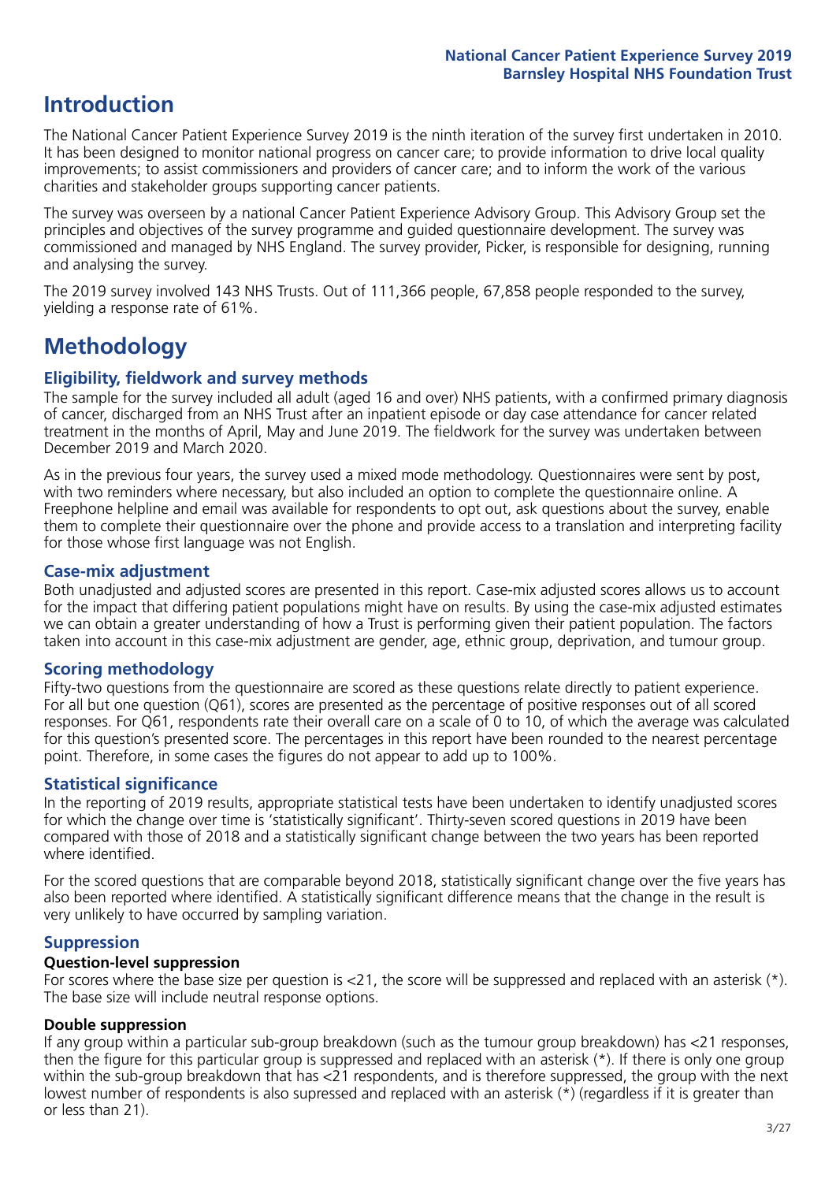# Introduction

The National Cancer Patient Experience Survey 2019 is the ninth iteration of the survey first undertaken in 2010. It has been designed to monitor national progress on cancer care; to provide information to drive local quality improvements; to assist commissioners and providers of cancer care; and to inform the work of the various charities and stakeholder groups supporting cancer patients.

The survey was overseen by a national Cancer Patient Experience Advisory Group. This Advisory Group set the principles and objectives of the survey programme and guided questionnaire development. The survey was commissioned and managed by NHS England. The survey provider, Picker, is responsible for designing, running and analysing the survey.

The 2019 survey involved 143 NHS Trusts. Out of 111,366 people, 67,858 people responded to the survey, yielding a response rate of 61%.

# Methodology

### Eligibility, fieldwork and survey methods

The sample for the survey included all adult (aged 16 and over) NHS patients, with a confirmed primary diagnosis of cancer, discharged from an NHS Trust after an inpatient episode or day case attendance for cancer related treatment in the months of April, May and June 2019. The fieldwork for the survey was undertaken between December 2019 and March 2020.

As in the previous four years, the survey used a mixed mode methodology. Questionnaires were sent by post, with two reminders where necessary, but also included an option to complete the questionnaire online. A Freephone helpline and email was available for respondents to opt out, ask questions about the survey, enable them to complete their questionnaire over the phone and provide access to a translation and interpreting facility for those whose first language was not English.

### Case-mix adjustment

Both unadjusted and adjusted scores are presented in this report. Case-mix adjusted scores allows us to account for the impact that differing patient populations might have on results. By using the case-mix adjusted estimates we can obtain a greater understanding of how a Trust is performing given their patient population. The factors taken into account in this case-mix adjustment are gender, age, ethnic group, deprivation, and tumour group.

### Scoring methodology

Fifty-two questions from the questionnaire are scored as these questions relate directly to patient experience. For all but one question (Q61), scores are presented as the percentage of positive responses out of all scored responses. For Q61, respondents rate their overall care on a scale of 0 to 10, of which the average was calculated for this question's presented score. The percentages in this report have been rounded to the nearest percentage point. Therefore, in some cases the figures do not appear to add up to 100%.

### Statistical significance

In the reporting of 2019 results, appropriate statistical tests have been undertaken to identify unadjusted scores for which the change over time is 'statistically significant'. Thirty-seven scored questions in 2019 have been compared with those of 2018 and a statistically significant change between the two years has been reported where identified.

For the scored questions that are comparable beyond 2018, statistically significant change over the five years has also been reported where identified. A statistically significant difference means that the change in the result is very unlikely to have occurred by sampling variation.

### Suppression

**Question-level suppression**

For scores where the base size per question is <21, the score will be suppressed and replaced with an asterisk (*). The base size will include neutral response options.

**Double suppression**

If any group within a particular sub-group breakdown (such as the tumour group breakdown) has <21 responses, then the figure for this particular group is suppressed and replaced with an asterisk (*). If there is only one group within the sub-group breakdown that has <21 respondents, and is therefore suppressed, the group with the next lowest number of respondents is also supressed and replaced with an asterisk (*) (regardless if it is greater than or less than 21).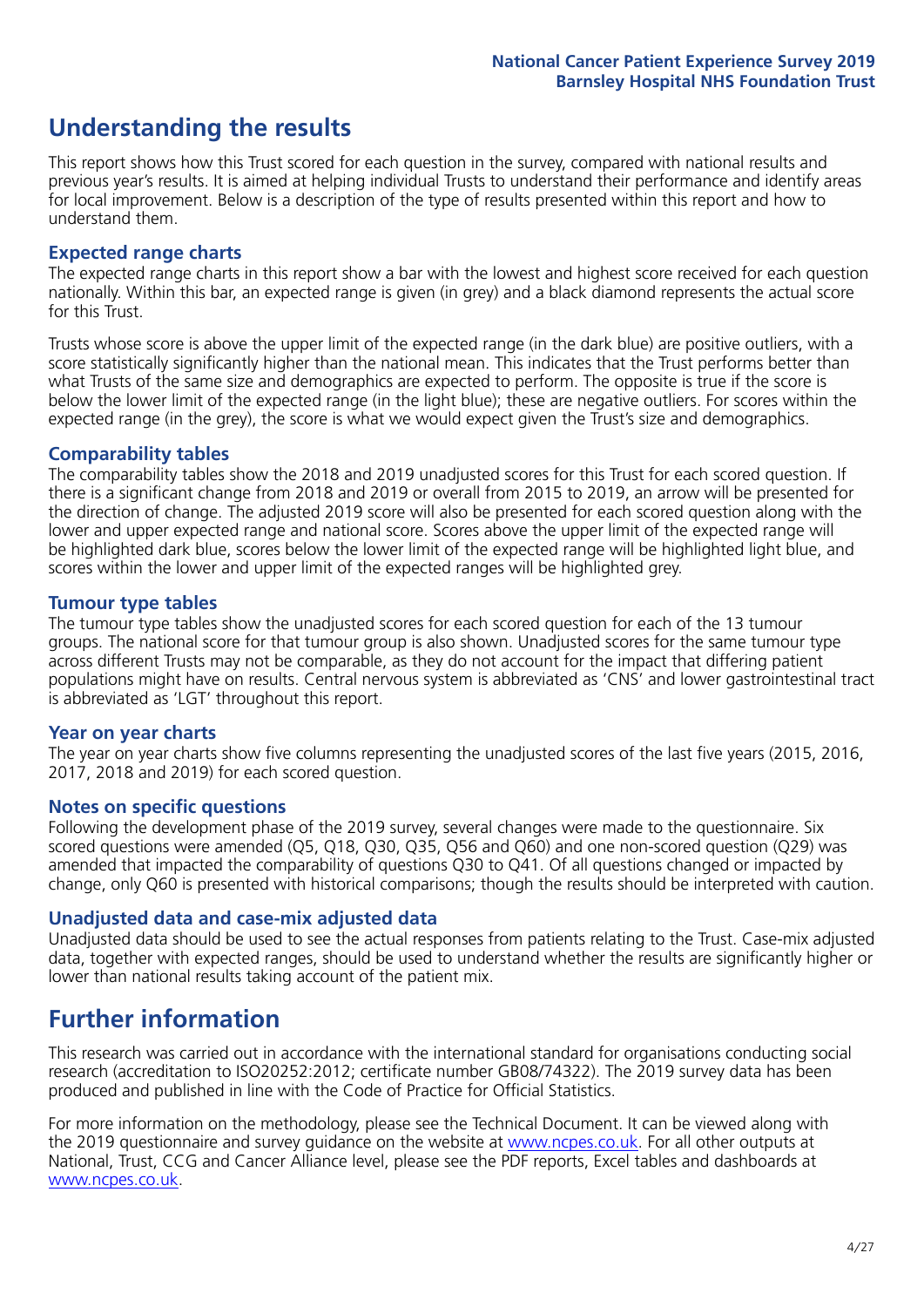## Understanding the results

This report shows how this Trust scored for each question in the survey, compared with national results and previous year's results. It is aimed at helping individual Trusts to understand their performance and identify areas for local improvement. Below is a description of the type of results presented within this report and how to understand them.

### Expected range charts

The expected range charts in this report show a bar with the lowest and highest score received for each question nationally. Within this bar, an expected range is given (in grey) and a black diamond represents the actual score for this Trust.

Trusts whose score is above the upper limit of the expected range (in the dark blue) are positive outliers, with a score statistically significantly higher than the national mean. This indicates that the Trust performs better than what Trusts of the same size and demographics are expected to perform. The opposite is true if the score is below the lower limit of the expected range (in the light blue); these are negative outliers. For scores within the expected range (in the grey), the score is what we would expect given the Trust's size and demographics.

### Comparability tables

The comparability tables show the 2018 and 2019 unadjusted scores for this Trust for each scored question. If there is a significant change from 2018 and 2019 or overall from 2015 to 2019, an arrow will be presented for the direction of change. The adjusted 2019 score will also be presented for each scored question along with the lower and upper expected range and national score. Scores above the upper limit of the expected range will be highlighted dark blue, scores below the lower limit of the expected range will be highlighted light blue, and scores within the lower and upper limit of the expected ranges will be highlighted grey.

### Tumour type tables

The tumour type tables show the unadjusted scores for each scored question for each of the 13 tumour groups. The national score for that tumour group is also shown. Unadjusted scores for the same tumour type across different Trusts may not be comparable, as they do not account for the impact that differing patient populations might have on results. Central nervous system is abbreviated as 'CNS' and lower gastrointestinal tract is abbreviated as 'LGT' throughout this report.

### Year on year charts

The year on year charts show five columns representing the unadjusted scores of the last five years (2015, 2016, 2017, 2018 and 2019) for each scored question.

### Notes on specific questions

Following the development phase of the 2019 survey, several changes were made to the questionnaire. Six scored questions were amended (Q5, Q18, Q30, Q35, Q56 and Q60) and one non-scored question (Q29) was amended that impacted the comparability of questions Q30 to Q41. Of all questions changed or impacted by change, only Q60 is presented with historical comparisons; though the results should be interpreted with caution.

### Unadjusted data and case-mix adjusted data

Unadjusted data should be used to see the actual responses from patients relating to the Trust. Case-mix adjusted data, together with expected ranges, should be used to understand whether the results are significantly higher or lower than national results taking account of the patient mix.

## Further information

This research was carried out in accordance with the international standard for organisations conducting social research (accreditation to ISO20252:2012; certificate number GB08/74322). The 2019 survey data has been produced and published in line with the Code of Practice for Official Statistics.

For more information on the methodology, please see the Technical Document. It can be viewed along with the 2019 questionnaire and survey guidance on the website at www.ncpes.co.uk. For all other outputs at National, Trust, CCG and Cancer Alliance level, please see the PDF reports, Excel tables and dashboards at www.ncpes.co.uk.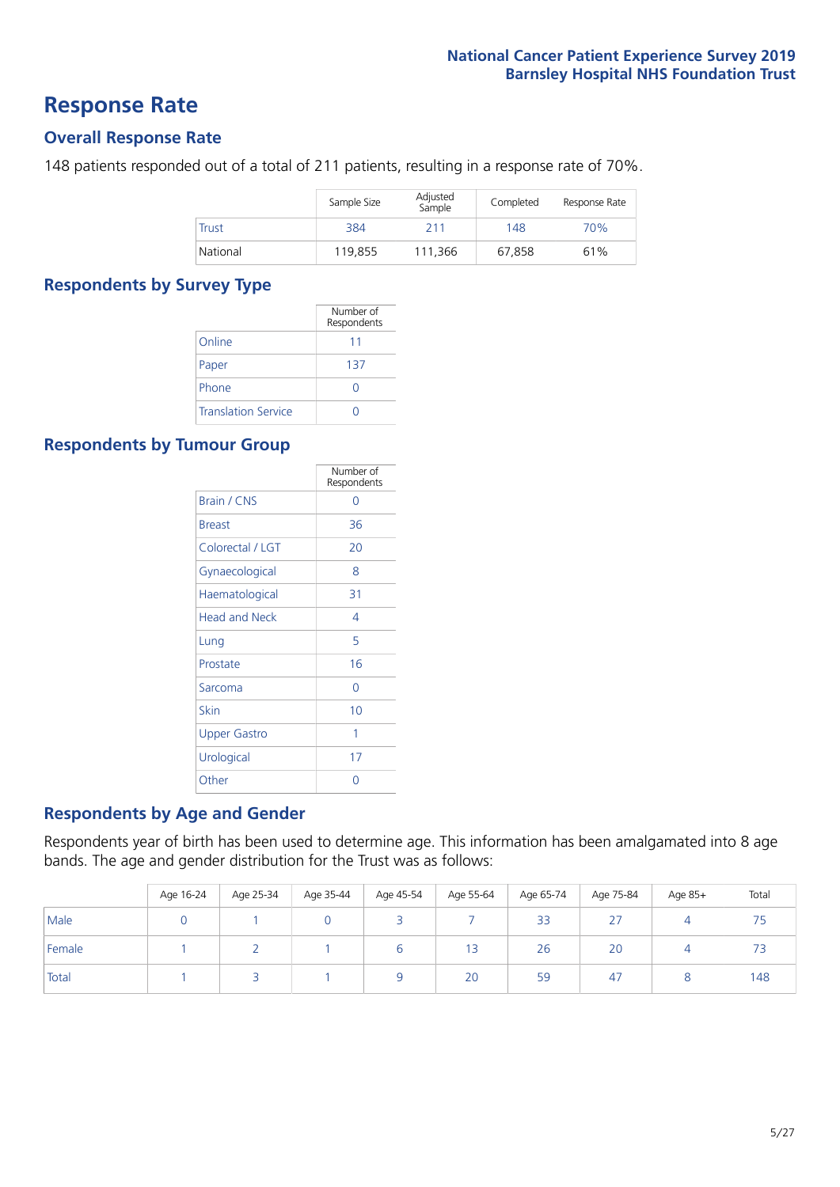## Response Rate

### Overall Response Rate

148 patients responded out of a total of 211 patients, resulting in a response rate of 70%.

| | Sample Size | Adjusted Sample | Completed | Response Rate |
|---|---|---|---|---|
| Trust | 384 | 211 | 148 | 70% |
| National | 119,855 | 111,366 | 67,858 | 61% |

### Respondents by Survey Type

| | Number of Respondents |
|---|---|
| Online | 11 |
| Paper | 137 |
| Phone | 0 |
| Translation Service | 0 |

### Respondents by Tumour Group

| | Number of Respondents |
|---|---|
| Brain / CNS | 0 |
| Breast | 36 |
| Colorectal / LGT | 20 |
| Gynaecological | 8 |
| Haematological | 31 |
| Head and Neck | 4 |
| Lung | 5 |
| Prostate | 16 |
| Sarcoma | 0 |
| Skin | 10 |
| Upper Gastro | 1 |
| Urological | 17 |
| Other | 0 |

### Respondents by Age and Gender

Respondents year of birth has been used to determine age. This information has been amalgamated into 8 age bands. The age and gender distribution for the Trust was as follows:

| | Age 16-24 | Age 25-34 | Age 35-44 | Age 45-54 | Age 55-64 | Age 65-74 | Age 75-84 | Age 85+ | Total |
|---|---|---|---|---|---|---|---|---|---|
| Male | 0 | 1 | 0 | 3 | 7 | 33 | 27 | 4 | 75 |
| Female | 1 | 2 | 1 | 6 | 13 | 26 | 20 | 4 | 73 |
| Total | 1 | 3 | 1 | 9 | 20 | 59 | 47 | 8 | 148 |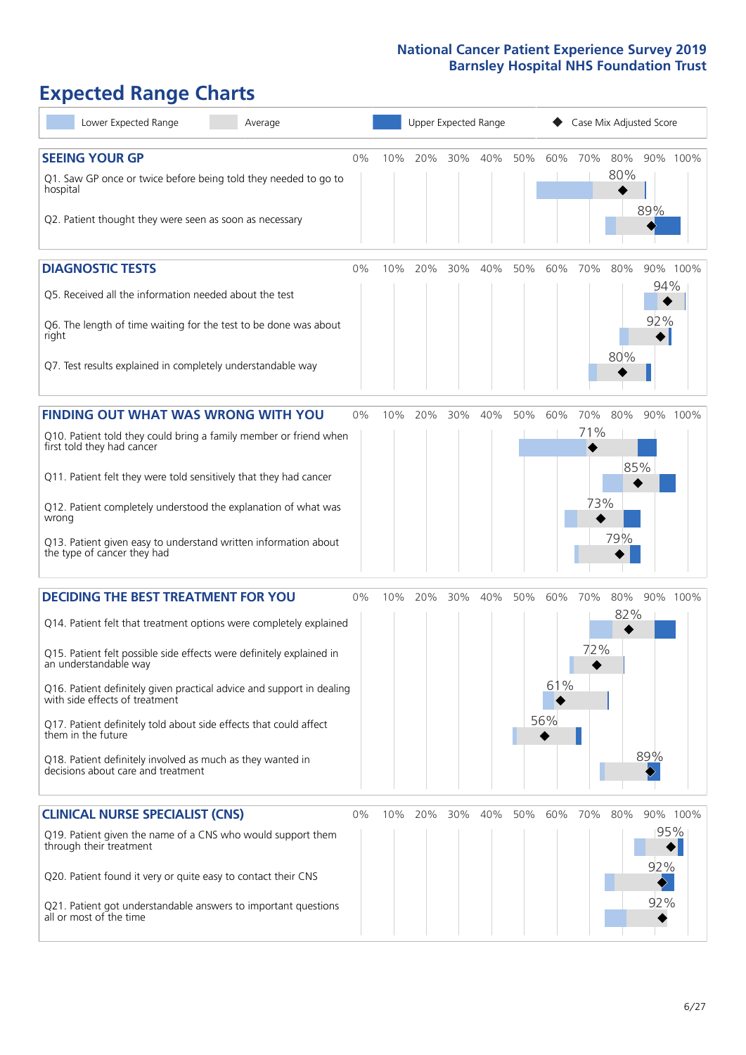# Expected Range Charts

Lower Expected Range | Average | Upper Expected Range | ◆ Case Mix Adjusted Score

## SEEING YOUR GP

| Question | Case Mix Adjusted Score |
|---|---|
| Q1. Saw GP once or twice before being told they needed to go to hospital | 80% |
| Q2. Patient thought they were seen as soon as necessary | 89% |

## DIAGNOSTIC TESTS

| Question | Case Mix Adjusted Score |
|---|---|
| Q5. Received all the information needed about the test | 94% |
| Q6. The length of time waiting for the test to be done was about right | 92% |
| Q7. Test results explained in completely understandable way | 80% |

## FINDING OUT WHAT WAS WRONG WITH YOU

| Question | Case Mix Adjusted Score |
|---|---|
| Q10. Patient told they could bring a family member or friend when first told they had cancer | 71% |
| Q11. Patient felt they were told sensitively that they had cancer | 85% |
| Q12. Patient completely understood the explanation of what was wrong | 73% |
| Q13. Patient given easy to understand written information about the type of cancer they had | 79% |

## DECIDING THE BEST TREATMENT FOR YOU

| Question | Case Mix Adjusted Score |
|---|---|
| Q14. Patient felt that treatment options were completely explained | 82% |
| Q15. Patient felt possible side effects were definitely explained in an understandable way | 72% |
| Q16. Patient definitely given practical advice and support in dealing with side effects of treatment | 61% |
| Q17. Patient definitely told about side effects that could affect them in the future | 56% |
| Q18. Patient definitely involved as much as they wanted in decisions about care and treatment | 89% |

## CLINICAL NURSE SPECIALIST (CNS)

| Question | Case Mix Adjusted Score |
|---|---|
| Q19. Patient given the name of a CNS who would support them through their treatment | 95% |
| Q20. Patient found it very or quite easy to contact their CNS | 92% |
| Q21. Patient got understandable answers to important questions all or most of the time | 92% |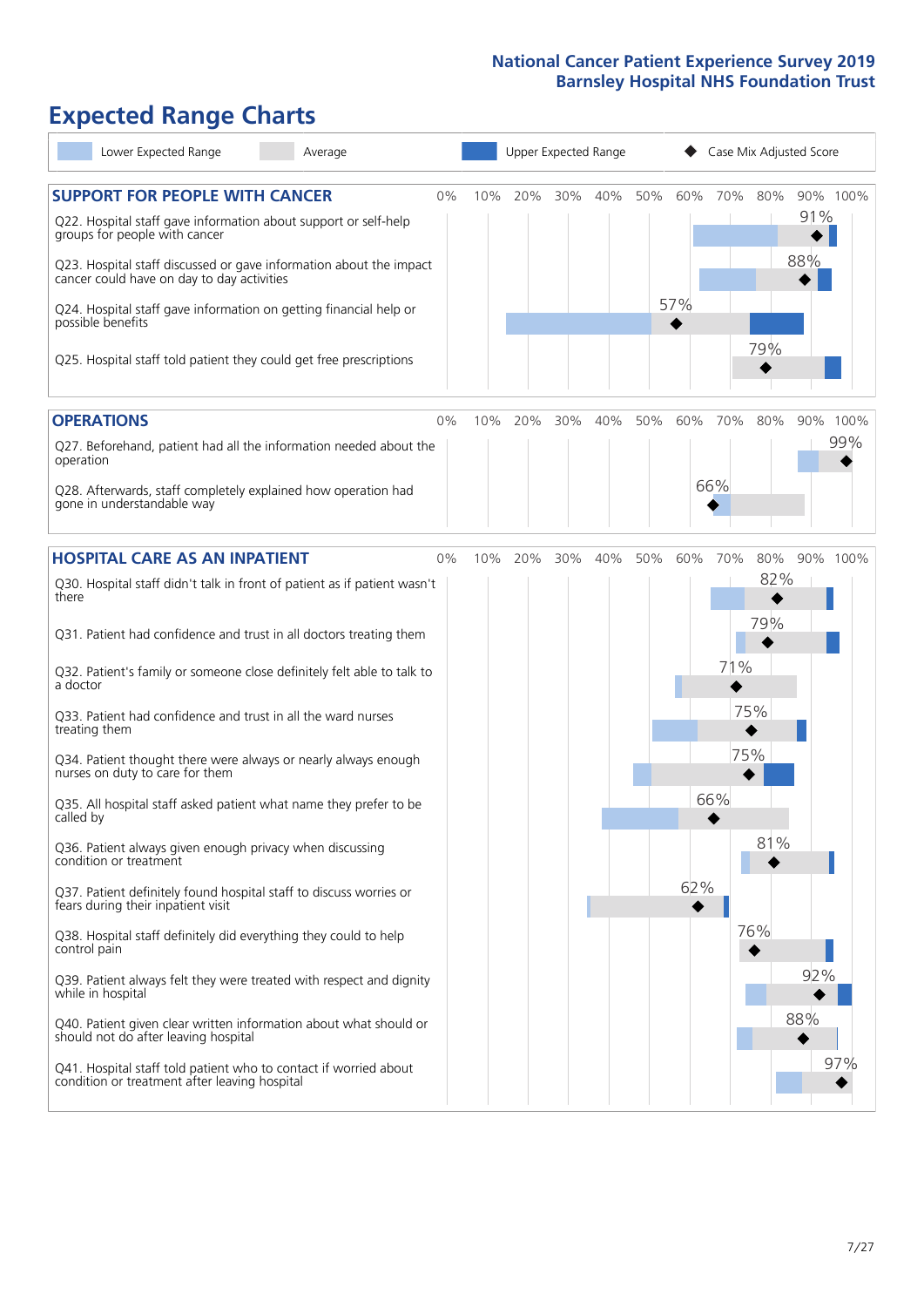## National Cancer Patient Experience Survey 2019
## Barnsley Hospital NHS Foundation Trust

# Expected Range Charts

Lower Expected Range | Average | Upper Expected Range | Case Mix Adjusted Score

### SUPPORT FOR PEOPLE WITH CANCER

| Question | Case Mix Adjusted Score |
|---|---|
| Q22. Hospital staff gave information about support or self-help groups for people with cancer | 91% |
| Q23. Hospital staff discussed or gave information about the impact cancer could have on day to day activities | 88% |
| Q24. Hospital staff gave information on getting financial help or possible benefits | 57% |
| Q25. Hospital staff told patient they could get free prescriptions | 79% |

### OPERATIONS

| Question | Case Mix Adjusted Score |
|---|---|
| Q27. Beforehand, patient had all the information needed about the operation | 99% |
| Q28. Afterwards, staff completely explained how operation had gone in understandable way | 66% |

### HOSPITAL CARE AS AN INPATIENT

| Question | Case Mix Adjusted Score |
|---|---|
| Q30. Hospital staff didn't talk in front of patient as if patient wasn't there | 82% |
| Q31. Patient had confidence and trust in all doctors treating them | 79% |
| Q32. Patient's family or someone close definitely felt able to talk to a doctor | 71% |
| Q33. Patient had confidence and trust in all the ward nurses treating them | 75% |
| Q34. Patient thought there were always or nearly always enough nurses on duty to care for them | 75% |
| Q35. All hospital staff asked patient what name they prefer to be called by | 66% |
| Q36. Patient always given enough privacy when discussing condition or treatment | 81% |
| Q37. Patient definitely found hospital staff to discuss worries or fears during their inpatient visit | 62% |
| Q38. Hospital staff definitely did everything they could to help control pain | 76% |
| Q39. Patient always felt they were treated with respect and dignity while in hospital | 92% |
| Q40. Patient given clear written information about what should or should not do after leaving hospital | 88% |
| Q41. Hospital staff told patient who to contact if worried about condition or treatment after leaving hospital | 97% |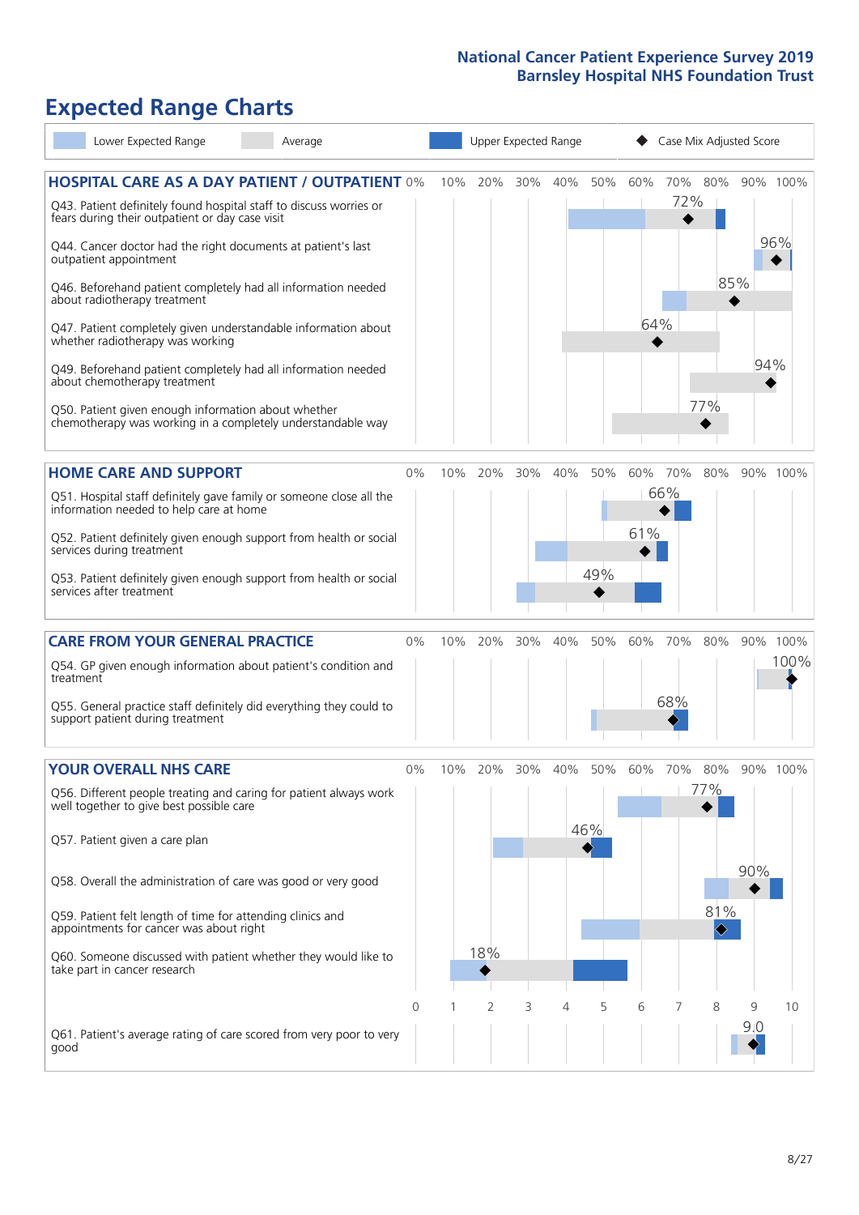# Expected Range Charts

Lower Expected Range | Average | Upper Expected Range | Case Mix Adjusted Score

## HOSPITAL CARE AS A DAY PATIENT / OUTPATIENT

| Question | Case Mix Adjusted Score |
|---|---|
| Q43. Patient definitely found hospital staff to discuss worries or fears during their outpatient or day case visit | 72% |
| Q44. Cancer doctor had the right documents at patient's last outpatient appointment | 96% |
| Q46. Beforehand patient completely had all information needed about radiotherapy treatment | 85% |
| Q47. Patient completely given understandable information about whether radiotherapy treatment was working | 64% |
| Q49. Beforehand patient completely had all information needed about chemotherapy treatment | 94% |
| Q50. Patient given enough information about whether chemotherapy was working in a completely understandable way | 77% |

## HOME CARE AND SUPPORT

| Question | Case Mix Adjusted Score |
|---|---|
| Q51. Hospital staff definitely gave family or someone close all the information needed to help care at home | 66% |
| Q52. Patient definitely given enough support from health or social services during treatment | 61% |
| Q53. Patient definitely given enough support from health or social services after treatment | 49% |

## CARE FROM YOUR GENERAL PRACTICE

| Question | Case Mix Adjusted Score |
|---|---|
| Q54. GP given enough information about patient's condition and treatment | 100% |
| Q55. General practice staff definitely did everything they could to support patient during treatment | 68% |

## YOUR OVERALL NHS CARE

| Question | Case Mix Adjusted Score |
|---|---|
| Q56. Different people treating and caring for patient always work well together to give best possible care | 77% |
| Q57. Patient given a care plan | 46% |
| Q58. Overall the administration of care was good or very good | 90% |
| Q59. Patient felt length of time for attending clinics and appointments for cancer was about right | 81% |
| Q60. Someone discussed with patient whether they would like to take part in cancer research | 18% |
| Q61. Patient's average rating of care scored from very poor to very good | 9.0 |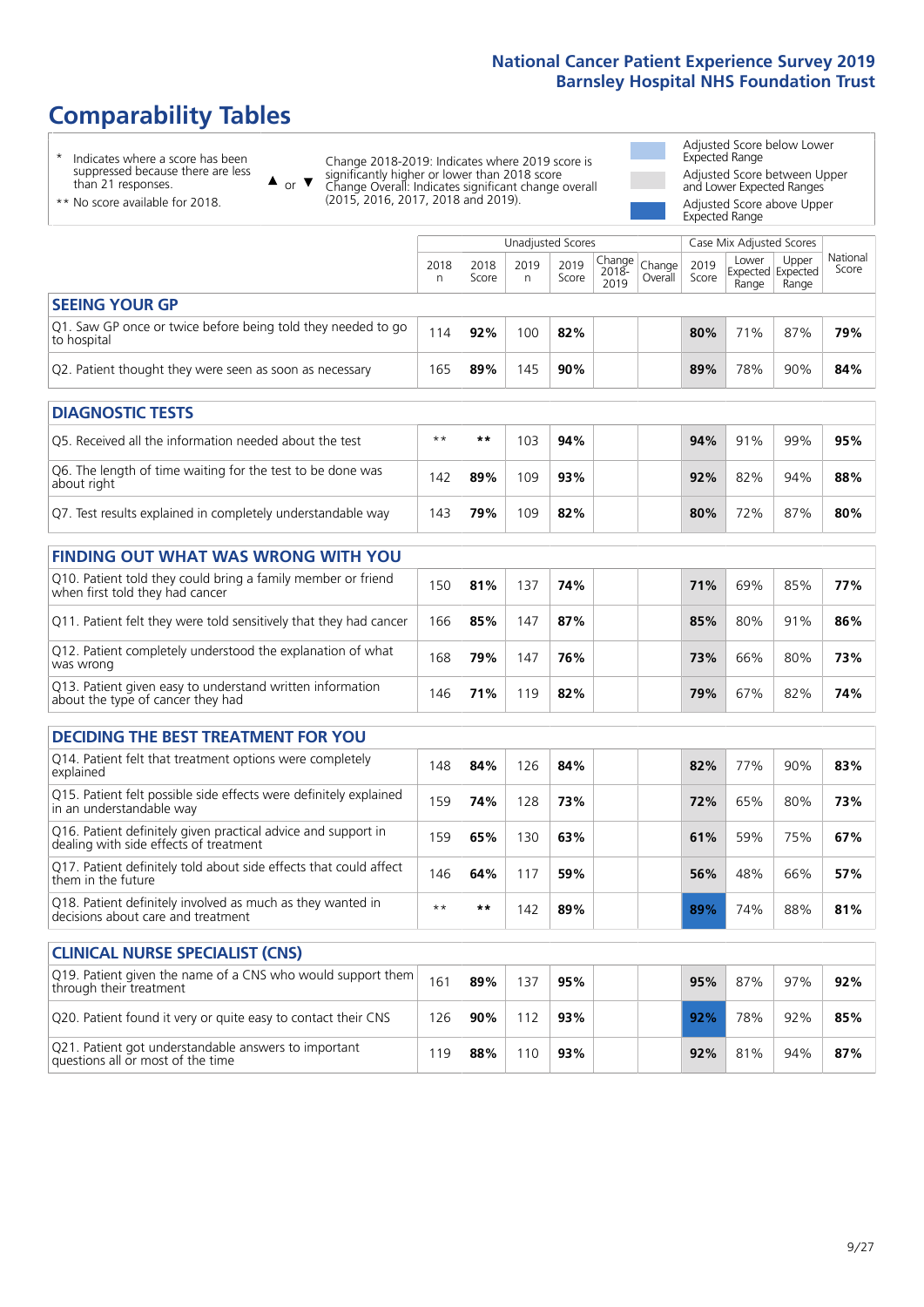# Comparability Tables

\* Indicates where a score has been suppressed because there are less than 21 responses.

\*\* No score available for 2018.

▲ or ▼ Change 2018-2019: Indicates where 2019 score is significantly higher or lower than 2018 score. Change Overall: Indicates significant change overall (2015, 2016, 2017, 2018 and 2019).

Adjusted Score below Lower Expected Range

Adjusted Score between Upper and Lower Expected Ranges

Adjusted Score above Upper Expected Range

| | Unadjusted Scores | | | | | | Case Mix Adjusted Scores | | | National Score |
|---|---|---|---|---|---|---|---|---|---|---|
| | 2018 n | 2018 Score | 2019 n | 2019 Score | Change 2018-2019 | Change Overall | 2019 Score | Lower Expected Range | Upper Expected Range | National Score |
| **SEEING YOUR GP** | | | | | | | | | | |
| Q1. Saw GP once or twice before being told they needed to go to hospital | 114 | **92%** | 100 | **82%** | | | **80%** | 71% | 87% | **79%** |
| Q2. Patient thought they were seen as soon as necessary | 165 | **89%** | 145 | **90%** | | | **89%** | 78% | 90% | **84%** |
| **DIAGNOSTIC TESTS** | | | | | | | | | | |
| Q5. Received all the information needed about the test | ** | ** | 103 | **94%** | | | **94%** | 91% | 99% | **95%** |
| Q6. The length of time waiting for the test to be done was about right | 142 | **89%** | 109 | **93%** | | | **92%** | 82% | 94% | **88%** |
| Q7. Test results explained in completely understandable way | 143 | **79%** | 109 | **82%** | | | **80%** | 72% | 87% | **80%** |
| **FINDING OUT WHAT WAS WRONG WITH YOU** | | | | | | | | | | |
| Q10. Patient told they could bring a family member or friend when first told they had cancer | 150 | **81%** | 137 | **74%** | | | **71%** | 69% | 85% | **77%** |
| Q11. Patient felt they were told sensitively that they had cancer | 166 | **85%** | 147 | **87%** | | | **85%** | 80% | 91% | **86%** |
| Q12. Patient completely understood the explanation of what was wrong | 168 | **79%** | 147 | **76%** | | | **73%** | 66% | 80% | **73%** |
| Q13. Patient given easy to understand written information about the type of cancer they had | 146 | **71%** | 119 | **82%** | | | **79%** | 67% | 82% | **74%** |
| **DECIDING THE BEST TREATMENT FOR YOU** | | | | | | | | | | |
| Q14. Patient felt that treatment options were completely explained | 148 | **84%** | 126 | **84%** | | | **82%** | 77% | 90% | **83%** |
| Q15. Patient felt possible side effects were definitely explained in an understandable way | 159 | **74%** | 128 | **73%** | | | **72%** | 65% | 80% | **73%** |
| Q16. Patient definitely given practical advice and support in dealing with side effects of treatment | 159 | **65%** | 130 | **63%** | | | **61%** | 59% | 75% | **67%** |
| Q17. Patient definitely told about side effects that could affect them in the future | 146 | **64%** | 117 | **59%** | | | **56%** | 48% | 66% | **57%** |
| Q18. Patient definitely involved as much as they wanted in decisions about care and treatment | ** | ** | 142 | **89%** | | | **89%** | 74% | 88% | **81%** |
| **CLINICAL NURSE SPECIALIST (CNS)** | | | | | | | | | | |
| Q19. Patient given the name of a CNS who would support them through their treatment | 161 | **89%** | 137 | **95%** | | | **95%** | 87% | 97% | **92%** |
| Q20. Patient found it very or quite easy to contact their CNS | 126 | **90%** | 112 | **93%** | | | **92%** | 78% | 92% | **85%** |
| Q21. Patient got understandable answers to important questions all or most of the time | 119 | **88%** | 110 | **93%** | | | **92%** | 81% | 94% | **87%** |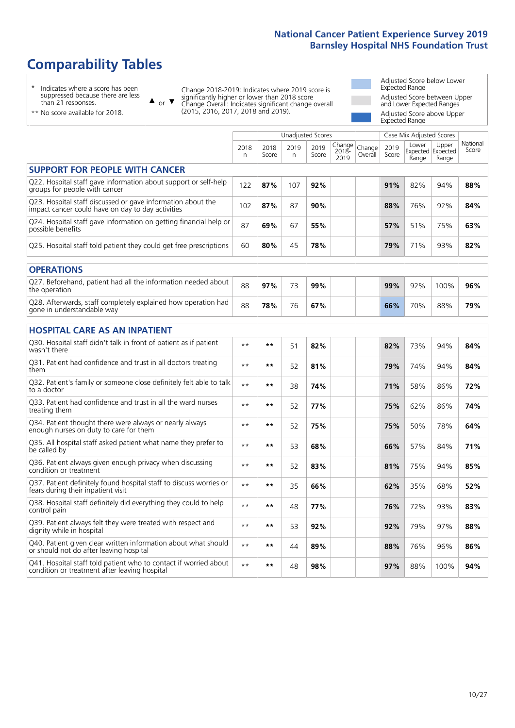# Comparability Tables

\* Indicates where a score has been suppressed because there are less than 21 responses.

\*\* No score available for 2018.

▲ or ▼ Change 2018-2019: Indicates where 2019 score is significantly higher or lower than 2018 score. Change Overall: Indicates significant change overall (2015, 2016, 2017, 2018 and 2019).

Adjusted Score below Lower Expected Range

Adjusted Score between Upper and Lower Expected Ranges

Adjusted Score above Upper Expected Range

| | Unadjusted Scores | | | | | | Case Mix Adjusted Scores | | | |
|---|---|---|---|---|---|---|---|---|---|---|
| | 2018 n | 2018 Score | 2019 n | 2019 Score | Change 2018-2019 | Change Overall | 2019 Score | Lower Expected Range | Upper Expected Range | National Score |
| **SUPPORT FOR PEOPLE WITH CANCER** | | | | | | | | | | |
| Q22. Hospital staff gave information about support or self-help groups for people with cancer | 122 | **87%** | 107 | **92%** | | | **91%** | 82% | 94% | **88%** |
| Q23. Hospital staff discussed or gave information about the impact cancer could have on day to day activities | 102 | **87%** | 87 | **90%** | | | **88%** | 76% | 92% | **84%** |
| Q24. Hospital staff gave information on getting financial help or possible benefits | 87 | **69%** | 67 | **55%** | | | **57%** | 51% | 75% | **63%** |
| Q25. Hospital staff told patient they could get free prescriptions | 60 | **80%** | 45 | **78%** | | | **79%** | 71% | 93% | **82%** |
| **OPERATIONS** | | | | | | | | | | |
| Q27. Beforehand, patient had all the information needed about the operation | 88 | **97%** | 73 | **99%** | | | **99%** | 92% | 100% | **96%** |
| Q28. Afterwards, staff completely explained how operation had gone in understandable way | 88 | **78%** | 76 | **67%** | | | **66%** | 70% | 88% | **79%** |
| **HOSPITAL CARE AS AN INPATIENT** | | | | | | | | | | |
| Q30. Hospital staff didn't talk in front of patient as if patient wasn't there | ** | ** | 51 | **82%** | | | **82%** | 73% | 94% | **84%** |
| Q31. Patient had confidence and trust in all doctors treating them | ** | ** | 52 | **81%** | | | **79%** | 74% | 94% | **84%** |
| Q32. Patient's family or someone close definitely felt able to talk to a doctor | ** | ** | 38 | **74%** | | | **71%** | 58% | 86% | **72%** |
| Q33. Patient had confidence and trust in all the ward nurses treating them | ** | ** | 52 | **77%** | | | **75%** | 62% | 86% | **74%** |
| Q34. Patient thought there were always or nearly always enough nurses on duty to care for them | ** | ** | 52 | **75%** | | | **75%** | 50% | 78% | **64%** |
| Q35. All hospital staff asked patient what name they prefer to be called by | ** | ** | 53 | **68%** | | | **66%** | 57% | 84% | **71%** |
| Q36. Patient always given enough privacy when discussing condition or treatment | ** | ** | 52 | **83%** | | | **81%** | 75% | 94% | **85%** |
| Q37. Patient definitely found hospital staff to discuss worries or fears during their inpatient visit | ** | ** | 35 | **66%** | | | **62%** | 35% | 68% | **52%** |
| Q38. Hospital staff definitely did everything they could to help control pain | ** | ** | 48 | **77%** | | | **76%** | 72% | 93% | **83%** |
| Q39. Patient always felt they were treated with respect and dignity while in hospital | ** | ** | 53 | **92%** | | | **92%** | 79% | 97% | **88%** |
| Q40. Patient given clear written information about what should or should not do after leaving hospital | ** | ** | 44 | **89%** | | | **88%** | 76% | 96% | **86%** |
| Q41. Hospital staff told patient who to contact if worried about condition or treatment after leaving hospital | ** | ** | 48 | **98%** | | | **97%** | 88% | 100% | **94%** |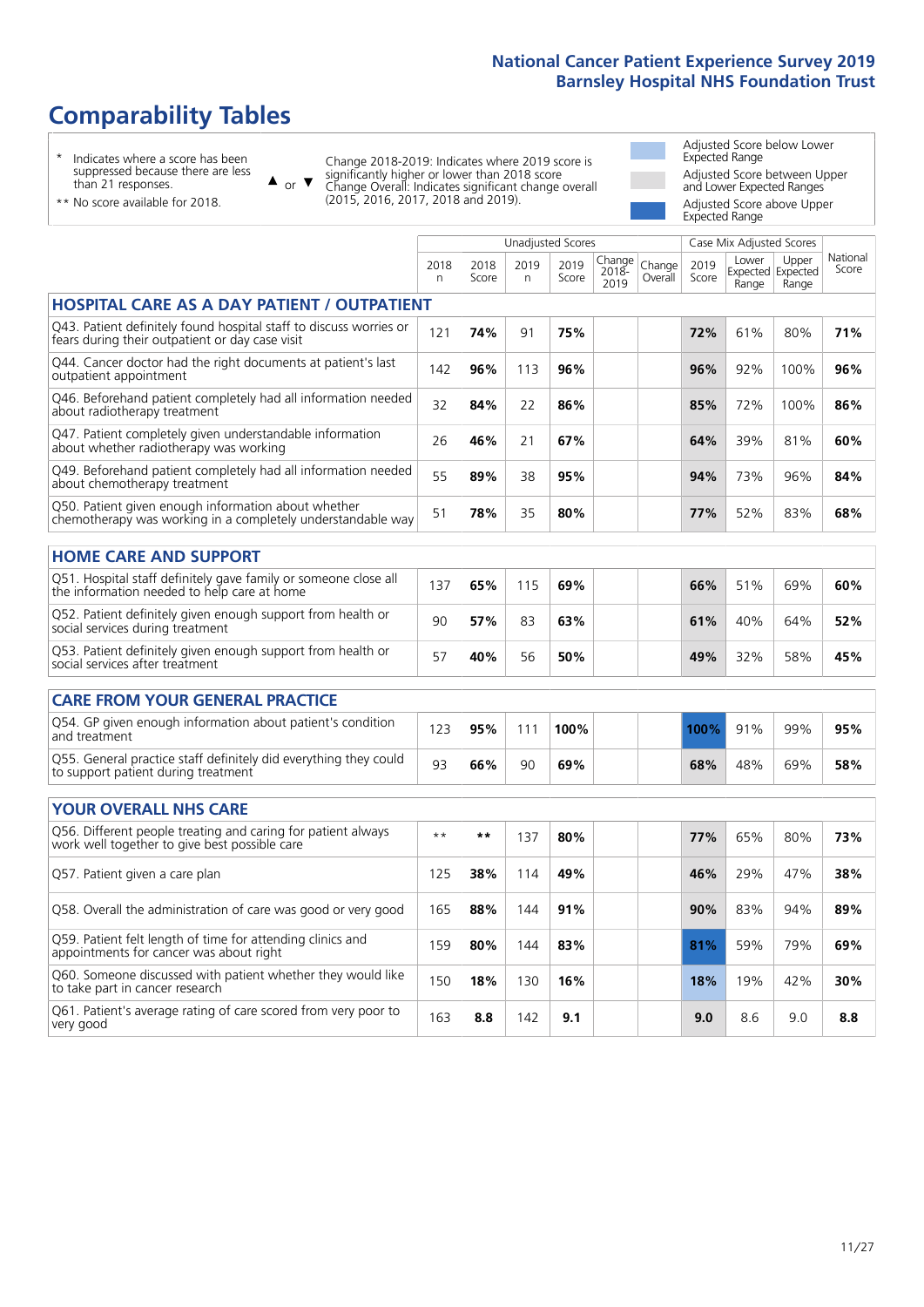# Comparability Tables

\* Indicates where a score has been suppressed because there are less than 21 responses.

\*\* No score available for 2018.

▲ or ▼ Change 2018-2019: Indicates where 2019 score is significantly higher or lower than 2018 score. Change Overall: Indicates significant change overall (2015, 2016, 2017, 2018 and 2019).

Adjusted Score below Lower Expected Range

Adjusted Score between Upper and Lower Expected Ranges

Adjusted Score above Upper Expected Range

| | Unadjusted Scores | | | | | | Case Mix Adjusted Scores | | | |
|---|---|---|---|---|---|---|---|---|---|---|
| | 2018 n | 2018 Score | 2019 n | 2019 Score | Change 2018-2019 | Change Overall | 2019 Score | Lower Expected Range | Upper Expected Range | National Score |
| **HOSPITAL CARE AS A DAY PATIENT / OUTPATIENT** | | | | | | | | | | |
| Q43. Patient definitely found hospital staff to discuss worries or fears during their outpatient or day case visit | 121 | **74%** | 91 | **75%** | | | **72%** | 61% | 80% | **71%** |
| Q44. Cancer doctor had the right documents at patient's last outpatient appointment | 142 | **96%** | 113 | **96%** | | | **96%** | 92% | 100% | **96%** |
| Q46. Beforehand patient completely had all information needed about radiotherapy treatment | 32 | **84%** | 22 | **86%** | | | **85%** | 72% | 100% | **86%** |
| Q47. Patient completely given understandable information about whether radiotherapy was working | 26 | **46%** | 21 | **67%** | | | **64%** | 39% | 81% | **60%** |
| Q49. Beforehand patient completely had all information needed about chemotherapy treatment | 55 | **89%** | 38 | **95%** | | | **94%** | 73% | 96% | **84%** |
| Q50. Patient given enough information about whether chemotherapy was working in a completely understandable way | 51 | **78%** | 35 | **80%** | | | **77%** | 52% | 83% | **68%** |
| **HOME CARE AND SUPPORT** | | | | | | | | | | |
| Q51. Hospital staff definitely gave family or someone close all the information needed to help care at home | 137 | **65%** | 115 | **69%** | | | **66%** | 51% | 69% | **60%** |
| Q52. Patient definitely given enough support from health or social services during treatment | 90 | **57%** | 83 | **63%** | | | **61%** | 40% | 64% | **52%** |
| Q53. Patient definitely given enough support from health or social services after treatment | 57 | **40%** | 56 | **50%** | | | **49%** | 32% | 58% | **45%** |
| **CARE FROM YOUR GENERAL PRACTICE** | | | | | | | | | | |
| Q54. GP given enough information about patient's condition and treatment | 123 | **95%** | 111 | **100%** | | | **100%** | 91% | 99% | **95%** |
| Q55. General practice staff definitely did everything they could to support patient during treatment | 93 | **66%** | 90 | **69%** | | | **68%** | 48% | 69% | **58%** |
| **YOUR OVERALL NHS CARE** | | | | | | | | | | |
| Q56. Different people treating and caring for patient always work well together to give best possible care | ** | ** | 137 | **80%** | | | **77%** | 65% | 80% | **73%** |
| Q57. Patient given a care plan | 125 | **38%** | 114 | **49%** | | | **46%** | 29% | 47% | **38%** |
| Q58. Overall the administration of care was good or very good | 165 | **88%** | 144 | **91%** | | | **90%** | 83% | 94% | **89%** |
| Q59. Patient felt length of time for attending clinics and appointments for cancer was about right | 159 | **80%** | 144 | **83%** | | | **81%** | 59% | 79% | **69%** |
| Q60. Someone discussed with patient whether they would like to take part in cancer research | 150 | **18%** | 130 | **16%** | | | **18%** | 19% | 42% | **30%** |
| Q61. Patient's average rating of care scored from very poor to very good | 163 | **8.8** | 142 | **9.1** | | | **9.0** | 8.6 | 9.0 | **8.8** |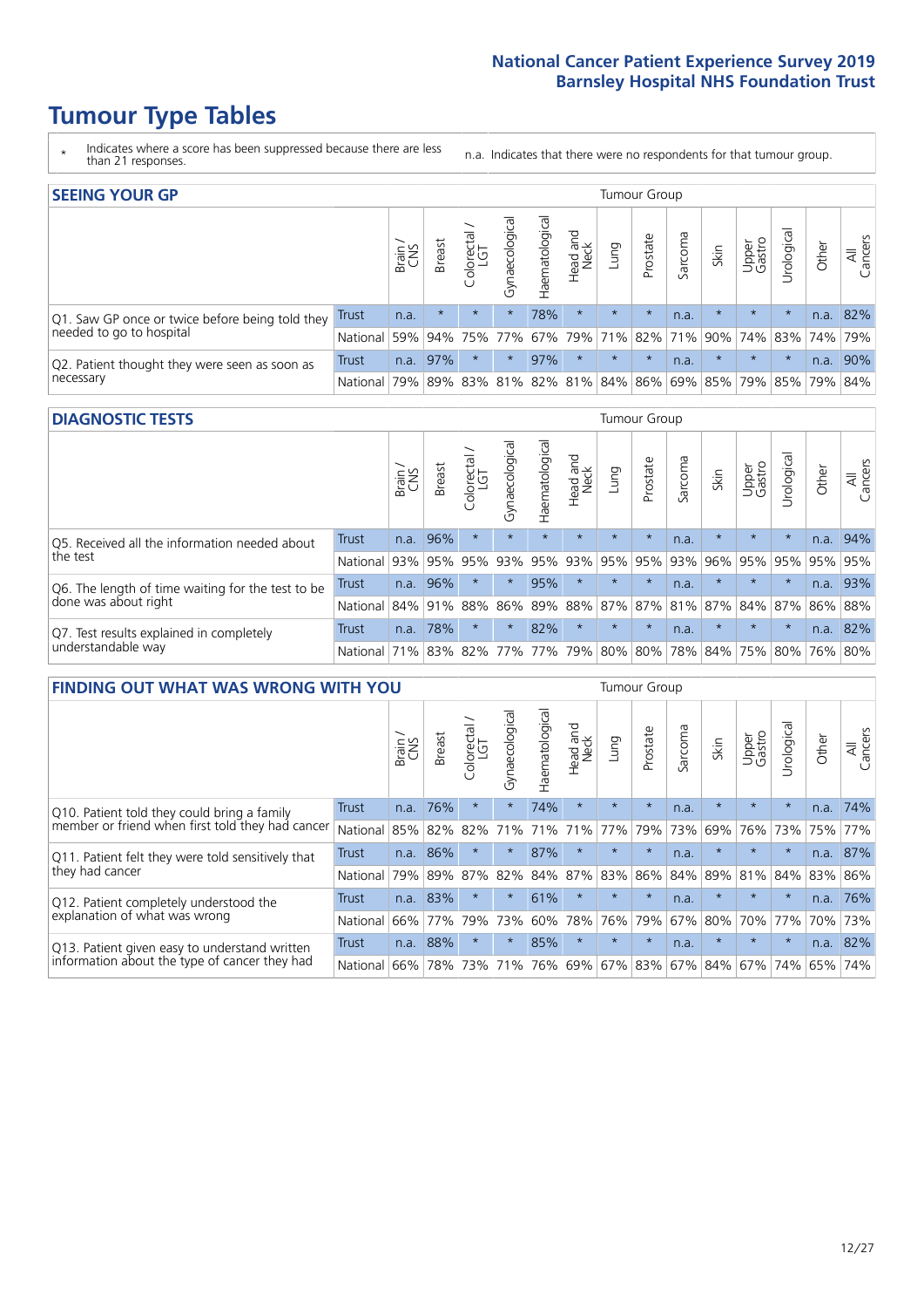# Tumour Type Tables

\* Indicates where a score has been suppressed because there are less than 21 responses.

n.a. Indicates that there were no respondents for that tumour group.

## SEEING YOUR GP

| | | Brain / CNS | Breast | Colorectal / LGT | Gynaecological | Haematological | Head and Neck | Lung | Prostate | Sarcoma | Skin | Upper Gastro | Urological | Other | All Cancers |
|---|---|---|---|---|---|---|---|---|---|---|---|---|---|---|---|
| Q1. Saw GP once or twice before being told they needed to go to hospital | Trust | n.a. | * | * | * | 78% | * | * | * | n.a. | * | * | * | n.a. | 82% |
| | National | 59% | 94% | 75% | 77% | 67% | 79% | 71% | 82% | 71% | 90% | 74% | 83% | 74% | 79% |
| Q2. Patient thought they were seen as soon as necessary | Trust | n.a. | 97% | * | * | 97% | * | * | * | n.a. | * | * | * | n.a. | 90% |
| | National | 79% | 89% | 83% | 81% | 82% | 81% | 84% | 86% | 69% | 85% | 79% | 85% | 79% | 84% |

## DIAGNOSTIC TESTS

| | | Brain / CNS | Breast | Colorectal / LGT | Gynaecological | Haematological | Head and Neck | Lung | Prostate | Sarcoma | Skin | Upper Gastro | Urological | Other | All Cancers |
|---|---|---|---|---|---|---|---|---|---|---|---|---|---|---|---|
| Q5. Received all the information needed about the test | Trust | n.a. | 96% | * | * | * | * | * | * | n.a. | * | * | * | n.a. | 94% |
| | National | 93% | 95% | 95% | 93% | 95% | 93% | 95% | 95% | 93% | 96% | 95% | 95% | 95% | 95% |
| Q6. The length of time waiting for the test to be done was about right | Trust | n.a. | 96% | * | * | 95% | * | * | * | n.a. | * | * | * | n.a. | 93% |
| | National | 84% | 91% | 88% | 86% | 89% | 88% | 87% | 87% | 81% | 87% | 84% | 87% | 86% | 88% |
| Q7. Test results explained in completely understandable way | Trust | n.a. | 78% | * | * | 82% | * | * | * | n.a. | * | * | * | n.a. | 82% |
| | National | 71% | 83% | 82% | 77% | 77% | 79% | 80% | 80% | 78% | 84% | 75% | 80% | 76% | 80% |

## FINDING OUT WHAT WAS WRONG WITH YOU

| | | Brain / CNS | Breast | Colorectal / LGT | Gynaecological | Haematological | Head and Neck | Lung | Prostate | Sarcoma | Skin | Upper Gastro | Urological | Other | All Cancers |
|---|---|---|---|---|---|---|---|---|---|---|---|---|---|---|---|
| Q10. Patient told they could bring a family member or friend when first told they had cancer | Trust | n.a. | 76% | * | * | 74% | * | * | * | n.a. | * | * | * | n.a. | 74% |
| | National | 85% | 82% | 82% | 71% | 71% | 71% | 77% | 79% | 73% | 69% | 76% | 73% | 75% | 77% |
| Q11. Patient felt they were told sensitively that they had cancer | Trust | n.a. | 86% | * | * | 87% | * | * | * | n.a. | * | * | * | n.a. | 87% |
| | National | 79% | 89% | 87% | 82% | 84% | 87% | 83% | 86% | 84% | 89% | 81% | 84% | 83% | 86% |
| Q12. Patient completely understood the explanation of what was wrong | Trust | n.a. | 83% | * | * | 61% | * | * | * | n.a. | * | * | * | n.a. | 76% |
| | National | 66% | 77% | 79% | 73% | 60% | 78% | 76% | 79% | 67% | 80% | 70% | 77% | 70% | 73% |
| Q13. Patient given easy to understand written information about the type of cancer they had | Trust | n.a. | 88% | * | * | 85% | * | * | * | n.a. | * | * | * | n.a. | 82% |
| | National | 66% | 78% | 73% | 71% | 76% | 69% | 67% | 83% | 67% | 84% | 67% | 74% | 65% | 74% |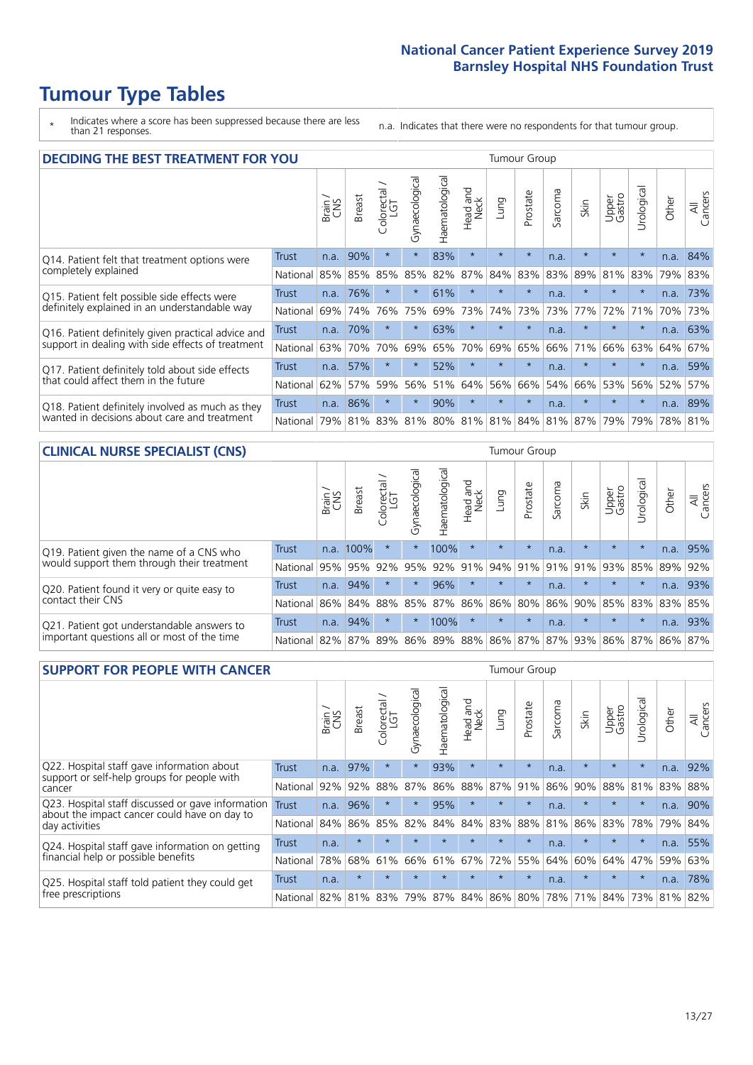# Tumour Type Tables

\* Indicates where a score has been suppressed because there are less than 21 responses.

n.a. Indicates that there were no respondents for that tumour group.

## DECIDING THE BEST TREATMENT FOR YOU

| | | Brain / CNS | Breast | Colorectal / LGT | Gynaecological | Haematological | Head and Neck | Lung | Prostate | Sarcoma | Skin | Upper Gastro | Urological | Other | All Cancers |
|---|---|---|---|---|---|---|---|---|---|---|---|---|---|---|---|
| Q14. Patient felt that treatment options were completely explained | Trust | n.a. | 90% | * | * | 83% | * | * | * | n.a. | * | * | * | n.a. | 84% |
| | National | 85% | 85% | 85% | 85% | 82% | 87% | 84% | 83% | 83% | 89% | 81% | 83% | 79% | 83% |
| Q15. Patient felt possible side effects were definitely explained in an understandable way | Trust | n.a. | 76% | * | * | 61% | * | * | * | n.a. | * | * | * | n.a. | 73% |
| | National | 69% | 74% | 76% | 75% | 69% | 73% | 74% | 73% | 73% | 77% | 72% | 71% | 70% | 73% |
| Q16. Patient definitely given practical advice and support in dealing with side effects of treatment | Trust | n.a. | 70% | * | * | 63% | * | * | * | n.a. | * | * | * | n.a. | 63% |
| | National | 63% | 70% | 70% | 69% | 65% | 70% | 69% | 65% | 66% | 71% | 66% | 63% | 64% | 67% |
| Q17. Patient definitely told about side effects that could affect them in the future | Trust | n.a. | 57% | * | * | 52% | * | * | * | n.a. | * | * | * | n.a. | 59% |
| | National | 62% | 57% | 59% | 56% | 51% | 64% | 56% | 66% | 54% | 66% | 53% | 56% | 52% | 57% |
| Q18. Patient definitely involved as much as they wanted in decisions about care and treatment | Trust | n.a. | 86% | * | * | 90% | * | * | * | n.a. | * | * | * | n.a. | 89% |
| | National | 79% | 81% | 83% | 81% | 80% | 81% | 81% | 84% | 81% | 87% | 79% | 79% | 78% | 81% |

## CLINICAL NURSE SPECIALIST (CNS)

| | | Brain / CNS | Breast | Colorectal / LGT | Gynaecological | Haematological | Head and Neck | Lung | Prostate | Sarcoma | Skin | Upper Gastro | Urological | Other | All Cancers |
|---|---|---|---|---|---|---|---|---|---|---|---|---|---|---|---|
| Q19. Patient given the name of a CNS who would support them through their treatment | Trust | n.a. | 100% | * | * | 100% | * | * | * | n.a. | * | * | * | n.a. | 95% |
| | National | 95% | 95% | 92% | 95% | 92% | 91% | 94% | 91% | 91% | 91% | 93% | 85% | 89% | 92% |
| Q20. Patient found it very or quite easy to contact their CNS | Trust | n.a. | 94% | * | * | 96% | * | * | * | n.a. | * | * | * | n.a. | 93% |
| | National | 86% | 84% | 88% | 85% | 87% | 86% | 86% | 80% | 86% | 90% | 85% | 83% | 83% | 85% |
| Q21. Patient got understandable answers to important questions all or most of the time | Trust | n.a. | 94% | * | * | 100% | * | * | * | n.a. | * | * | * | n.a. | 93% |
| | National | 82% | 87% | 89% | 86% | 89% | 88% | 86% | 87% | 87% | 93% | 86% | 87% | 86% | 87% |

## SUPPORT FOR PEOPLE WITH CANCER

| | | Brain / CNS | Breast | Colorectal / LGT | Gynaecological | Haematological | Head and Neck | Lung | Prostate | Sarcoma | Skin | Upper Gastro | Urological | Other | All Cancers |
|---|---|---|---|---|---|---|---|---|---|---|---|---|---|---|---|
| Q22. Hospital staff gave information about support or self-help groups for people with cancer | Trust | n.a. | 97% | * | * | 93% | * | * | * | n.a. | * | * | * | n.a. | 92% |
| | National | 92% | 92% | 88% | 87% | 86% | 88% | 87% | 91% | 86% | 90% | 88% | 81% | 83% | 88% |
| Q23. Hospital staff discussed or gave information about the impact cancer could have on day to day activities | Trust | n.a. | 96% | * | * | 95% | * | * | * | n.a. | * | * | * | n.a. | 90% |
| | National | 84% | 86% | 85% | 82% | 84% | 84% | 83% | 88% | 81% | 86% | 83% | 78% | 79% | 84% |
| Q24. Hospital staff gave information on getting financial help or possible benefits | Trust | n.a. | * | * | * | * | * | * | * | n.a. | * | * | * | n.a. | 55% |
| | National | 78% | 68% | 61% | 66% | 61% | 67% | 72% | 55% | 64% | 60% | 64% | 47% | 59% | 63% |
| Q25. Hospital staff told patient they could get free prescriptions | Trust | n.a. | * | * | * | * | * | * | * | n.a. | * | * | * | n.a. | 78% |
| | National | 82% | 81% | 83% | 79% | 87% | 84% | 86% | 80% | 78% | 71% | 84% | 73% | 81% | 82% |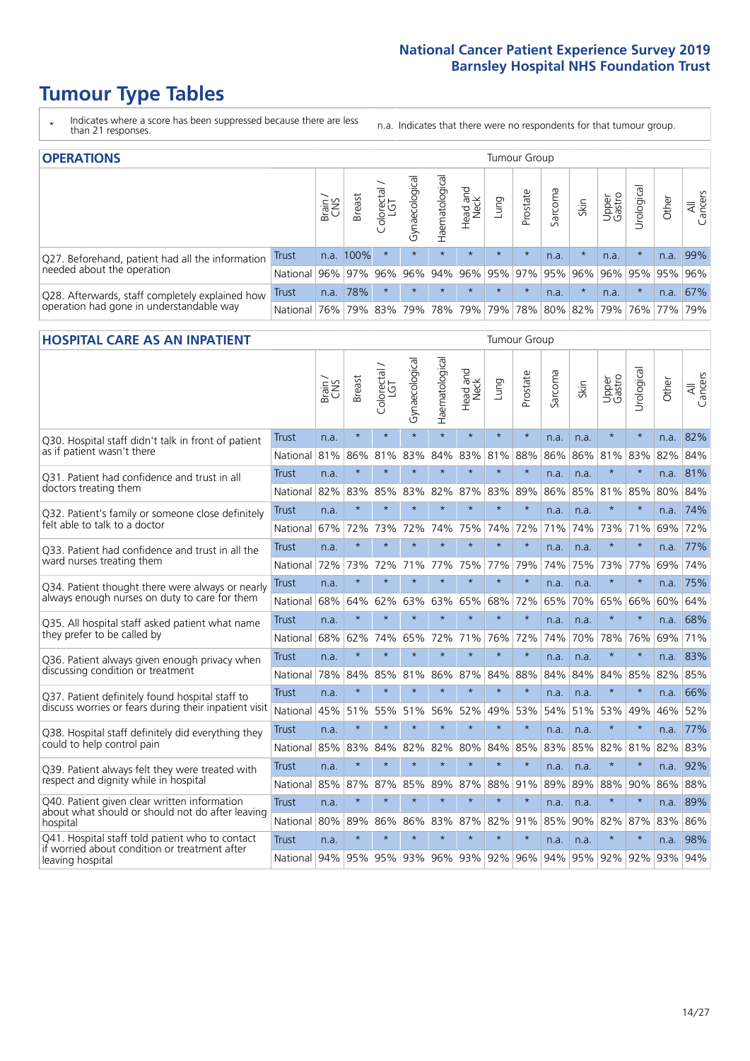# Tumour Type Tables

\* Indicates where a score has been suppressed because there are less than 21 responses.

n.a. Indicates that there were no respondents for that tumour group.

## OPERATIONS

| | | Brain / CNS | Breast | Colorectal / LGT | Gynaecological | Haematological | Head and Neck | Lung | Prostate | Sarcoma | Skin | Upper Gastro | Urological | Other | All Cancers |
|---|---|---|---|---|---|---|---|---|---|---|---|---|---|---|---|
| Q27. Beforehand, patient had all the information needed about the operation | Trust | n.a. | 100% | * | * | * | * | * | * | n.a. | * | n.a. | * | n.a. | 99% |
| | National | 96% | 97% | 96% | 96% | 94% | 96% | 95% | 97% | 95% | 96% | 96% | 95% | 95% | 96% |
| Q28. Afterwards, staff completely explained how operation had gone in understandable way | Trust | n.a. | 78% | * | * | * | * | * | * | n.a. | * | n.a. | * | n.a. | 67% |
| | National | 76% | 79% | 83% | 79% | 78% | 79% | 79% | 78% | 80% | 82% | 79% | 76% | 77% | 79% |

## HOSPITAL CARE AS AN INPATIENT

| | | Brain / CNS | Breast | Colorectal / LGT | Gynaecological | Haematological | Head and Neck | Lung | Prostate | Sarcoma | Skin | Upper Gastro | Urological | Other | All Cancers |
|---|---|---|---|---|---|---|---|---|---|---|---|---|---|---|---|
| Q30. Hospital staff didn't talk in front of patient as if patient wasn't there | Trust | n.a. | * | * | * | * | * | * | * | n.a. | n.a. | * | * | n.a. | 82% |
| | National | 81% | 86% | 81% | 83% | 84% | 83% | 81% | 88% | 86% | 86% | 81% | 83% | 82% | 84% |
| Q31. Patient had confidence and trust in all doctors treating them | Trust | n.a. | * | * | * | * | * | * | * | n.a. | n.a. | * | * | n.a. | 81% |
| | National | 82% | 83% | 85% | 83% | 82% | 87% | 83% | 89% | 86% | 85% | 81% | 85% | 80% | 84% |
| Q32. Patient's family or someone close definitely felt able to talk to a doctor | Trust | n.a. | * | * | * | * | * | * | * | n.a. | n.a. | * | * | n.a. | 74% |
| | National | 67% | 72% | 73% | 72% | 74% | 75% | 74% | 72% | 71% | 74% | 73% | 71% | 69% | 72% |
| Q33. Patient had confidence and trust in all the ward nurses treating them | Trust | n.a. | * | * | * | * | * | * | * | n.a. | n.a. | * | * | n.a. | 77% |
| | National | 72% | 73% | 72% | 71% | 77% | 75% | 77% | 79% | 74% | 75% | 73% | 77% | 69% | 74% |
| Q34. Patient thought there were always or nearly always enough nurses on duty to care for them | Trust | n.a. | * | * | * | * | * | * | * | n.a. | n.a. | * | * | n.a. | 75% |
| | National | 68% | 64% | 62% | 63% | 63% | 65% | 68% | 72% | 65% | 70% | 65% | 66% | 60% | 64% |
| Q35. All hospital staff asked patient what name they prefer to be called by | Trust | n.a. | * | * | * | * | * | * | * | n.a. | n.a. | * | * | n.a. | 68% |
| | National | 68% | 62% | 74% | 65% | 72% | 71% | 76% | 72% | 74% | 70% | 78% | 76% | 69% | 71% |
| Q36. Patient always given enough privacy when discussing condition or treatment | Trust | n.a. | * | * | * | * | * | * | * | n.a. | n.a. | * | * | n.a. | 83% |
| | National | 78% | 84% | 85% | 81% | 86% | 87% | 84% | 88% | 84% | 84% | 84% | 85% | 82% | 85% |
| Q37. Patient definitely found hospital staff to discuss worries or fears during their inpatient visit | Trust | n.a. | * | * | * | * | * | * | * | n.a. | n.a. | * | * | n.a. | 66% |
| | National | 45% | 51% | 55% | 51% | 56% | 52% | 49% | 53% | 54% | 51% | 53% | 49% | 46% | 52% |
| Q38. Hospital staff definitely did everything they could to help control pain | Trust | n.a. | * | * | * | * | * | * | * | n.a. | n.a. | * | * | n.a. | 77% |
| | National | 85% | 83% | 84% | 82% | 82% | 80% | 84% | 85% | 83% | 85% | 82% | 81% | 82% | 83% |
| Q39. Patient always felt they were treated with respect and dignity while in hospital | Trust | n.a. | * | * | * | * | * | * | * | n.a. | n.a. | * | * | n.a. | 92% |
| | National | 85% | 87% | 87% | 85% | 89% | 87% | 88% | 91% | 89% | 89% | 88% | 90% | 86% | 88% |
| Q40. Patient given clear written information about what should or should not do after leaving hospital | Trust | n.a. | * | * | * | * | * | * | * | n.a. | n.a. | * | * | n.a. | 89% |
| | National | 80% | 89% | 86% | 86% | 83% | 87% | 82% | 91% | 85% | 90% | 82% | 87% | 83% | 86% |
| Q41. Hospital staff told patient who to contact if worried about condition or treatment after leaving hospital | Trust | n.a. | * | * | * | * | * | * | * | n.a. | n.a. | * | * | n.a. | 98% |
| | National | 94% | 95% | 95% | 93% | 96% | 93% | 92% | 96% | 94% | 95% | 92% | 92% | 93% | 94% |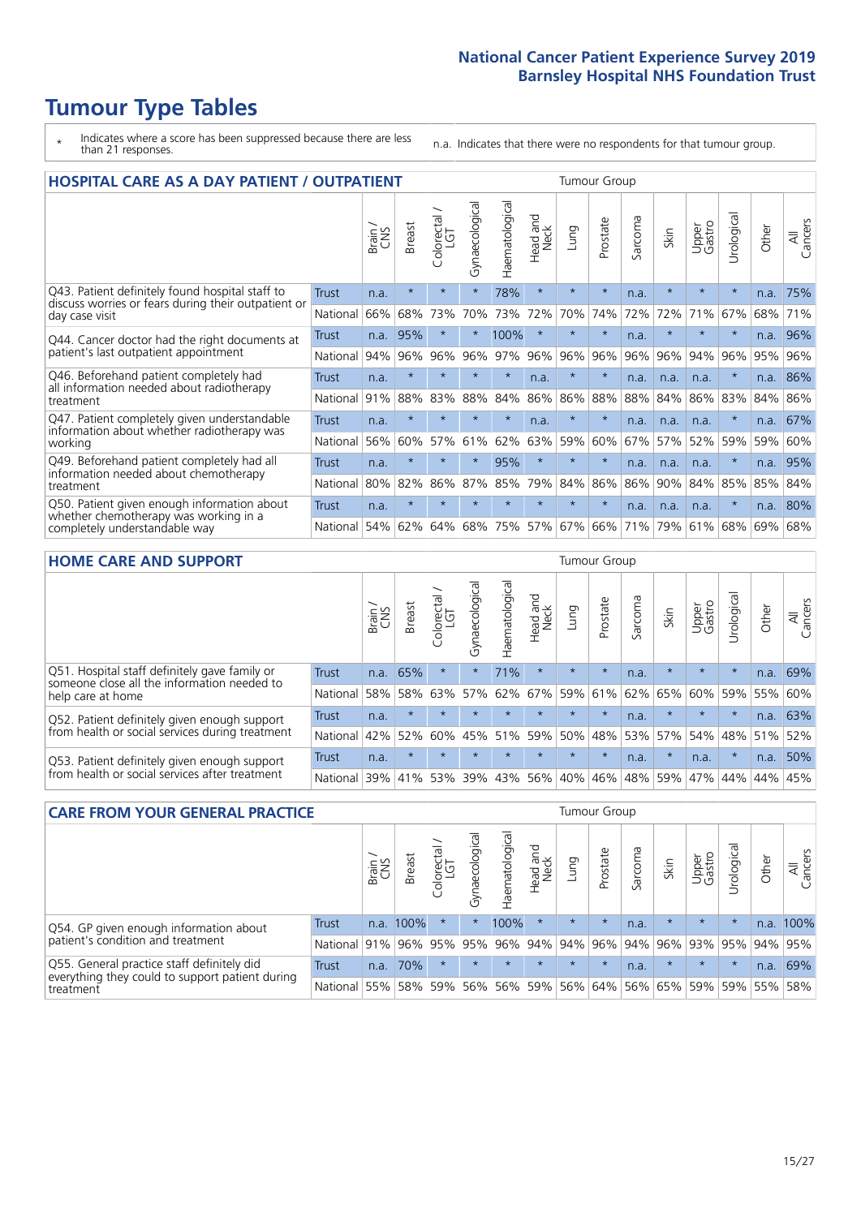# Tumour Type Tables

- \* Indicates where a score has been suppressed because there are less than 21 responses.
- n.a. Indicates that there were no respondents for that tumour group.

## HOSPITAL CARE AS A DAY PATIENT / OUTPATIENT

| | | Brain / CNS | Breast | Colorectal / LGT | Gynaecological | Haematological | Head and Neck | Lung | Prostate | Sarcoma | Skin | Upper Gastro | Urological | Other | All Cancers |
|---|---|---|---|---|---|---|---|---|---|---|---|---|---|---|---|
| Q43. Patient definitely found hospital staff to discuss worries or fears during their outpatient or day case visit | Trust | n.a. | * | * | * | 78% | * | * | * | n.a. | * | * | * | n.a. | 75% |
| | National | 66% | 68% | 73% | 70% | 73% | 72% | 70% | 74% | 72% | 72% | 71% | 67% | 68% | 71% |
| Q44. Cancer doctor had the right documents at patient's last outpatient appointment | Trust | n.a. | 95% | * | * | 100% | * | * | * | n.a. | * | * | * | n.a. | 96% |
| | National | 94% | 96% | 96% | 96% | 97% | 96% | 96% | 96% | 96% | 96% | 94% | 96% | 95% | 96% |
| Q46. Beforehand patient completely had all information needed about radiotherapy treatment | Trust | n.a. | * | * | * | * | n.a. | * | * | n.a. | n.a. | n.a. | * | n.a. | 86% |
| | National | 91% | 88% | 83% | 88% | 84% | 86% | 86% | 88% | 88% | 84% | 86% | 83% | 84% | 86% |
| Q47. Patient completely given understandable information about whether radiotherapy was working | Trust | n.a. | * | * | * | * | n.a. | * | * | n.a. | n.a. | n.a. | * | n.a. | 67% |
| | National | 56% | 60% | 57% | 61% | 62% | 63% | 59% | 60% | 67% | 57% | 52% | 59% | 59% | 60% |
| Q49. Beforehand patient completely had all information needed about chemotherapy treatment | Trust | n.a. | * | * | * | 95% | * | * | * | n.a. | n.a. | n.a. | * | n.a. | 95% |
| | National | 80% | 82% | 86% | 87% | 85% | 79% | 84% | 86% | 86% | 90% | 84% | 85% | 85% | 84% |
| Q50. Patient given enough information about whether chemotherapy was working in a completely understandable way | Trust | n.a. | * | * | * | * | * | * | * | n.a. | n.a. | n.a. | * | n.a. | 80% |
| | National | 54% | 62% | 64% | 68% | 75% | 57% | 67% | 66% | 71% | 79% | 61% | 68% | 69% | 68% |

## HOME CARE AND SUPPORT

| | | Brain / CNS | Breast | Colorectal / LGT | Gynaecological | Haematological | Head and Neck | Lung | Prostate | Sarcoma | Skin | Upper Gastro | Urological | Other | All Cancers |
|---|---|---|---|---|---|---|---|---|---|---|---|---|---|---|---|
| Q51. Hospital staff definitely gave family or someone close all the information needed to help care at home | Trust | n.a. | 65% | * | * | 71% | * | * | * | n.a. | * | * | * | n.a. | 69% |
| | National | 58% | 58% | 63% | 57% | 62% | 67% | 59% | 61% | 62% | 65% | 60% | 59% | 55% | 60% |
| Q52. Patient definitely given enough support from health or social services during treatment | Trust | n.a. | * | * | * | * | * | * | * | n.a. | * | * | * | n.a. | 63% |
| | National | 42% | 52% | 60% | 45% | 51% | 59% | 50% | 48% | 53% | 57% | 54% | 48% | 51% | 52% |
| Q53. Patient definitely given enough support from health or social services after treatment | Trust | n.a. | * | * | * | * | * | * | * | n.a. | * | n.a. | * | n.a. | 50% |
| | National | 39% | 41% | 53% | 39% | 43% | 56% | 40% | 46% | 48% | 59% | 47% | 44% | 44% | 45% |

## CARE FROM YOUR GENERAL PRACTICE

| | | Brain / CNS | Breast | Colorectal / LGT | Gynaecological | Haematological | Head and Neck | Lung | Prostate | Sarcoma | Skin | Upper Gastro | Urological | Other | All Cancers |
|---|---|---|---|---|---|---|---|---|---|---|---|---|---|---|---|
| Q54. GP given enough information about patient's condition and treatment | Trust | n.a. | 100% | * | * | 100% | * | * | * | n.a. | * | * | * | n.a. | 100% |
| | National | 91% | 96% | 95% | 95% | 96% | 94% | 94% | 96% | 94% | 96% | 93% | 95% | 94% | 95% |
| Q55. General practice staff definitely did everything they could to support patient during treatment | Trust | n.a. | 70% | * | * | * | * | * | * | n.a. | * | * | * | n.a. | 69% |
| | National | 55% | 58% | 59% | 56% | 56% | 59% | 56% | 64% | 56% | 65% | 59% | 59% | 55% | 58% |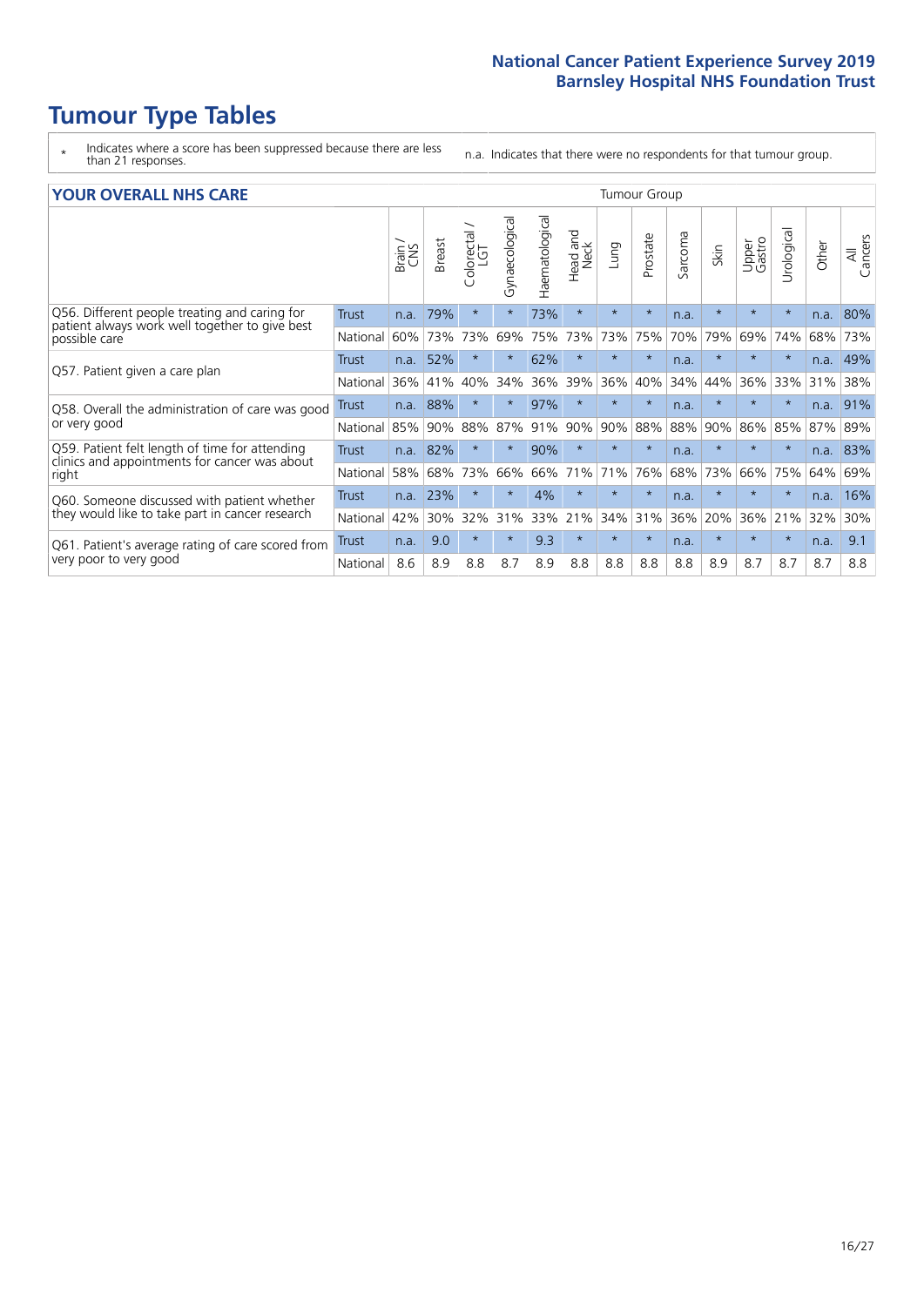# Tumour Type Tables

\* Indicates where a score has been suppressed because there are less than 21 responses.

n.a. Indicates that there were no respondents for that tumour group.

## YOUR OVERALL NHS CARE

| | | Brain / CNS | Breast | Colorectal / LGT | Gynaecological | Haematological | Head and Neck | Lung | Prostate | Sarcoma | Skin | Upper Gastro | Urological | Other | All Cancers |
|---|---|---|---|---|---|---|---|---|---|---|---|---|---|---|---|
| Q56. Different people treating and caring for patient always work well together to give best possible care | Trust | n.a. | 79% | * | * | 73% | * | * | * | n.a. | * | * | * | n.a. | 80% |
| | National | 60% | 73% | 73% | 69% | 75% | 73% | 73% | 75% | 70% | 79% | 69% | 74% | 68% | 73% |
| Q57. Patient given a care plan | Trust | n.a. | 52% | * | * | 62% | * | * | * | n.a. | * | * | * | n.a. | 49% |
| | National | 36% | 41% | 40% | 34% | 36% | 39% | 36% | 40% | 34% | 44% | 36% | 33% | 31% | 38% |
| Q58. Overall the administration of care was good or very good | Trust | n.a. | 88% | * | * | 97% | * | * | * | n.a. | * | * | * | n.a. | 91% |
| | National | 85% | 90% | 88% | 87% | 91% | 90% | 90% | 88% | 88% | 90% | 86% | 85% | 87% | 89% |
| Q59. Patient felt length of time for attending clinics and appointments for cancer was about right | Trust | n.a. | 82% | * | * | 90% | * | * | * | n.a. | * | * | * | n.a. | 83% |
| | National | 58% | 68% | 73% | 66% | 66% | 71% | 71% | 76% | 68% | 73% | 66% | 75% | 64% | 69% |
| Q60. Someone discussed with patient whether they would like to take part in cancer research | Trust | n.a. | 23% | * | * | 4% | * | * | * | n.a. | * | * | * | n.a. | 16% |
| | National | 42% | 30% | 32% | 31% | 33% | 21% | 34% | 31% | 36% | 20% | 36% | 21% | 32% | 30% |
| Q61. Patient's average rating of care scored from very poor to very good | Trust | n.a. | 9.0 | * | * | 9.3 | * | * | * | n.a. | * | * | * | n.a. | 9.1 |
| | National | 8.6 | 8.9 | 8.8 | 8.7 | 8.9 | 8.8 | 8.8 | 8.8 | 8.8 | 8.9 | 8.7 | 8.7 | 8.7 | 8.8 |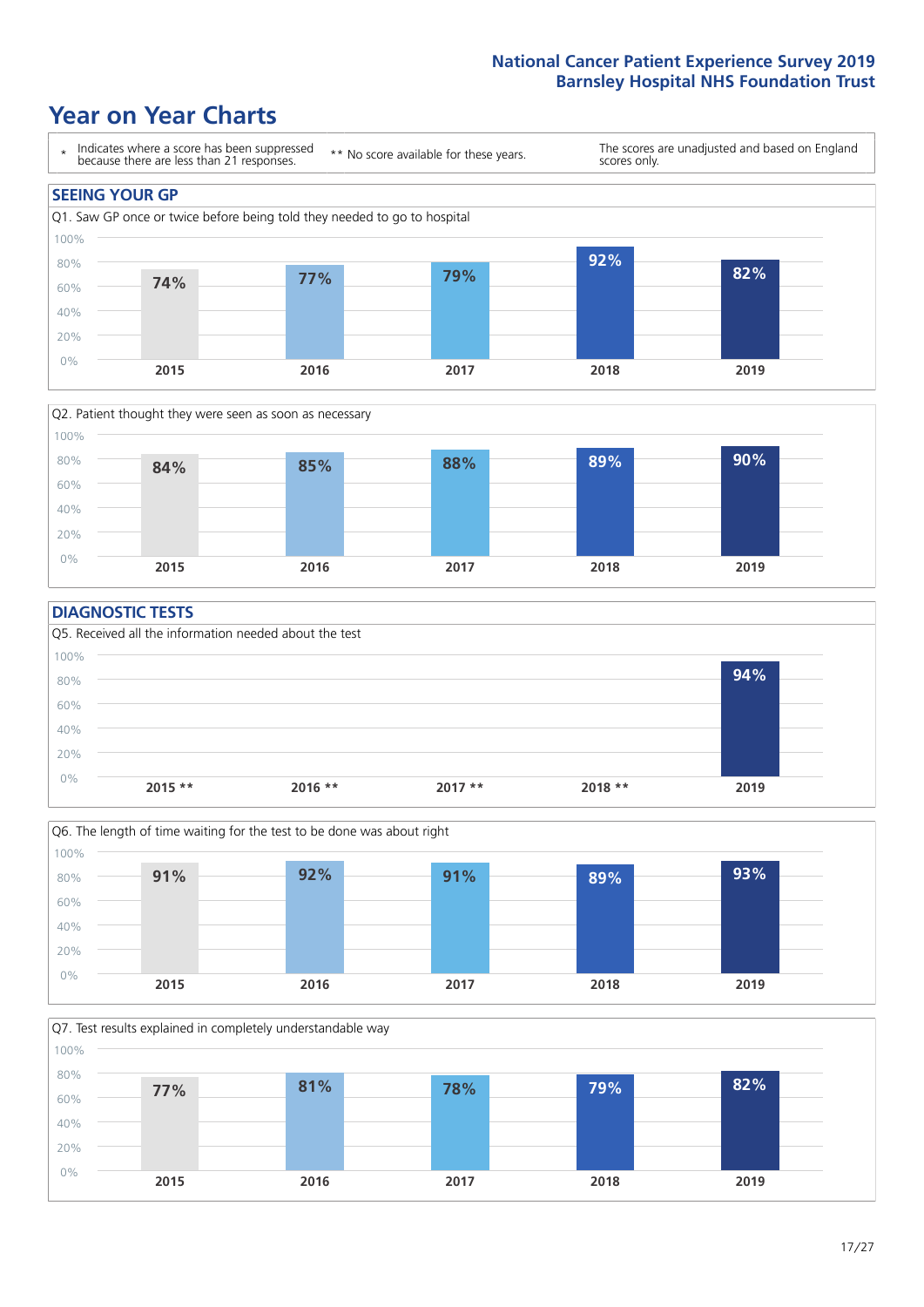# Year on Year Charts

\* Indicates where a score has been suppressed because there are less than 21 responses.

\*\* No score available for these years.

The scores are unadjusted and based on England scores only.

## SEEING YOUR GP

Q1. Saw GP once or twice before being told they needed to go to hospital

| 2015 | 2016 | 2017 | 2018 | 2019 |
|---|---|---|---|---|
| 74% | 77% | 79% | 92% | 82% |

Q2. Patient thought they were seen as soon as necessary

| 2015 | 2016 | 2017 | 2018 | 2019 |
|---|---|---|---|---|
| 84% | 85% | 88% | 89% | 90% |

## DIAGNOSTIC TESTS

Q5. Received all the information needed about the test

| 2015 ** | 2016 ** | 2017 ** | 2018 ** | 2019 |
|---|---|---|---|---|
| | | | | 94% |

Q6. The length of time waiting for the test to be done was about right

| 2015 | 2016 | 2017 | 2018 | 2019 |
|---|---|---|---|---|
| 91% | 92% | 91% | 89% | 93% |

Q7. Test results explained in completely understandable way

| 2015 | 2016 | 2017 | 2018 | 2019 |
|---|---|---|---|---|
| 77% | 81% | 78% | 79% | 82% |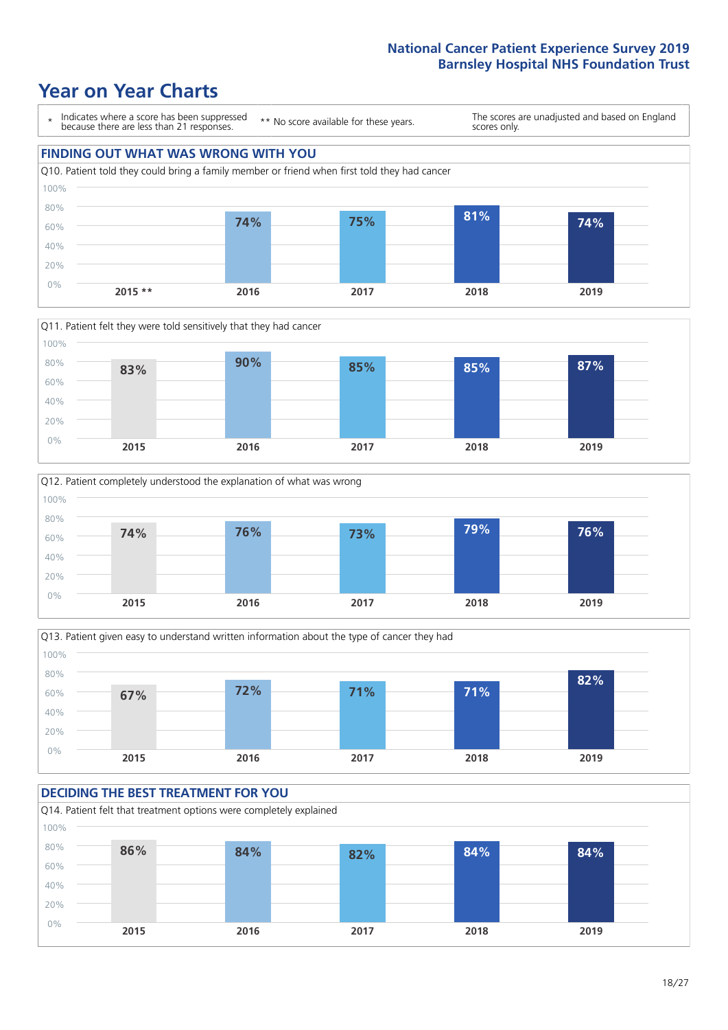# Year on Year Charts

\* Indicates where a score has been suppressed because there are less than 21 responses.

\*\* No score available for these years.

The scores are unadjusted and based on England scores only.

## FINDING OUT WHAT WAS WRONG WITH YOU

Q10. Patient told they could bring a family member or friend when first told they had cancer

| 2015 ** | 2016 | 2017 | 2018 | 2019 |
|---|---|---|---|---|
| | 74% | 75% | 81% | 74% |

Q11. Patient felt they were told sensitively that they had cancer

| 2015 | 2016 | 2017 | 2018 | 2019 |
|---|---|---|---|---|
| 83% | 90% | 85% | 85% | 87% |

Q12. Patient completely understood the explanation of what was wrong

| 2015 | 2016 | 2017 | 2018 | 2019 |
|---|---|---|---|---|
| 74% | 76% | 73% | 79% | 76% |

Q13. Patient given easy to understand written information about the type of cancer they had

| 2015 | 2016 | 2017 | 2018 | 2019 |
|---|---|---|---|---|
| 67% | 72% | 71% | 71% | 82% |

## DECIDING THE BEST TREATMENT FOR YOU

Q14. Patient felt that treatment options were completely explained

| 2015 | 2016 | 2017 | 2018 | 2019 |
|---|---|---|---|---|
| 86% | 84% | 82% | 84% | 84% |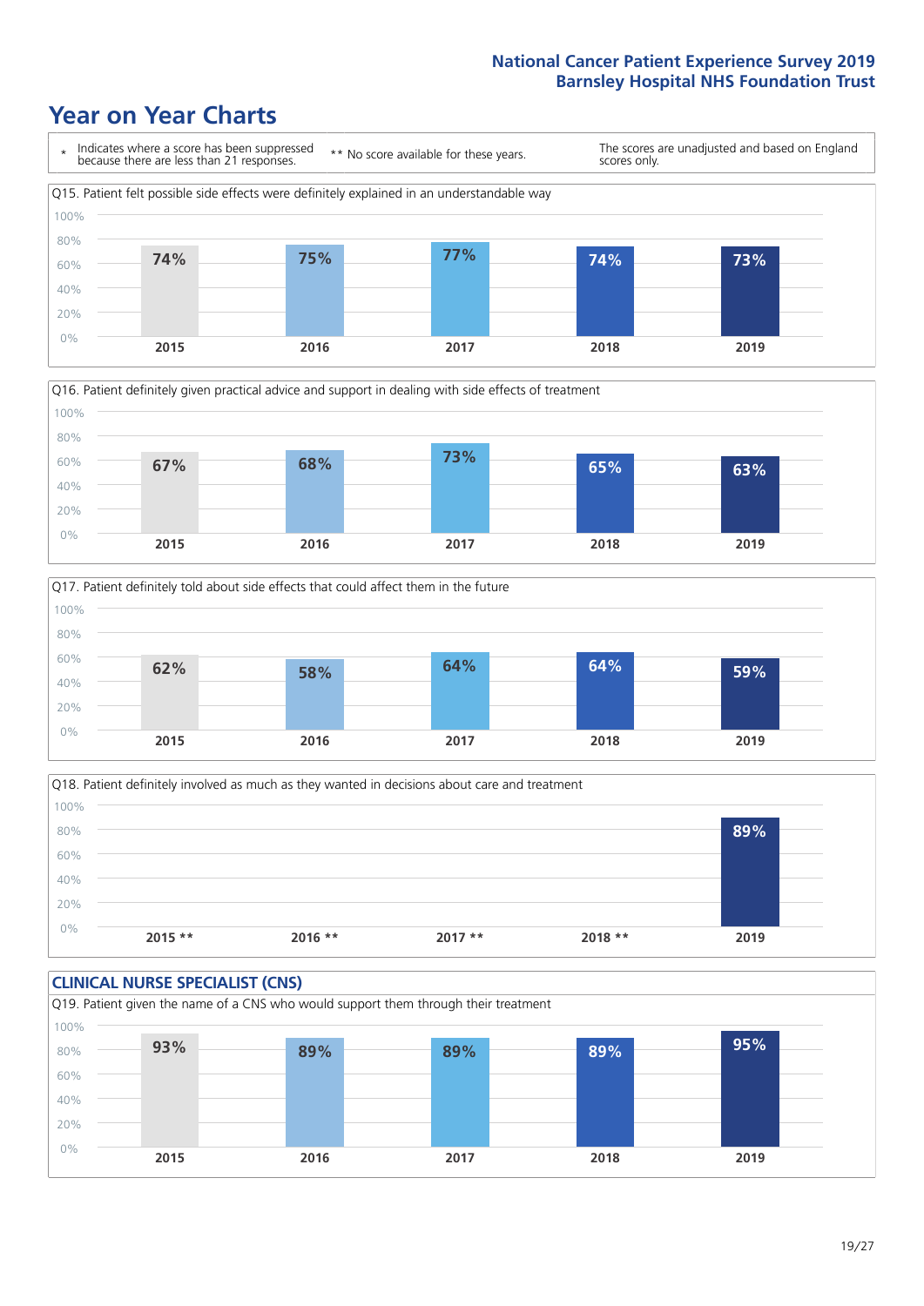# Year on Year Charts

\* Indicates where a score has been suppressed because there are less than 21 responses.

** No score available for these years.

The scores are unadjusted and based on England scores only.

Q15. Patient felt possible side effects were definitely explained in an understandable way

| 2015 | 2016 | 2017 | 2018 | 2019 |
|---|---|---|---|---|
| 74% | 75% | 77% | 74% | 73% |

Q16. Patient definitely given practical advice and support in dealing with side effects of treatment

| 2015 | 2016 | 2017 | 2018 | 2019 |
|---|---|---|---|---|
| 67% | 68% | 73% | 65% | 63% |

Q17. Patient definitely told about side effects that could affect them in the future

| 2015 | 2016 | 2017 | 2018 | 2019 |
|---|---|---|---|---|
| 62% | 58% | 64% | 64% | 59% |

Q18. Patient definitely involved as much as they wanted in decisions about care and treatment

| 2015 ** | 2016 ** | 2017 ** | 2018 ** | 2019 |
|---|---|---|---|---|
| | | | | 89% |

## CLINICAL NURSE SPECIALIST (CNS)

Q19. Patient given the name of a CNS who would support them through their treatment

| 2015 | 2016 | 2017 | 2018 | 2019 |
|---|---|---|---|---|
| 93% | 89% | 89% | 89% | 95% |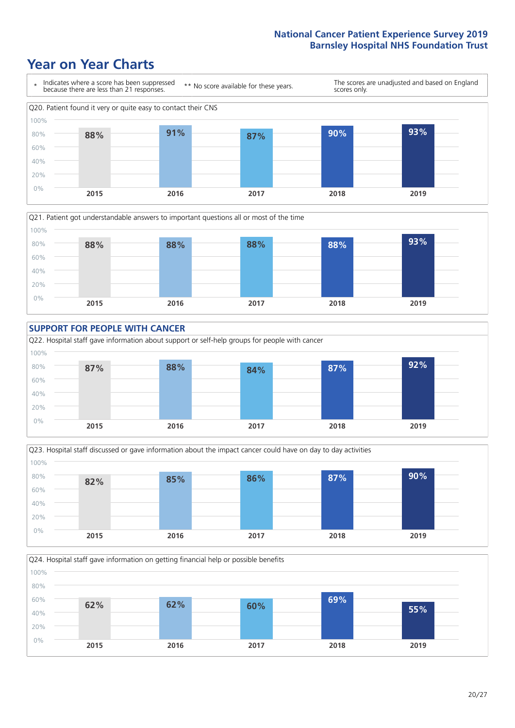# Year on Year Charts

\* Indicates where a score has been suppressed because there are less than 21 responses.

** No score available for these years.

The scores are unadjusted and based on England scores only.

Q20. Patient found it very or quite easy to contact their CNS

| 2015 | 2016 | 2017 | 2018 | 2019 |
|---|---|---|---|---|
| 88% | 91% | 87% | 90% | 93% |

Q21. Patient got understandable answers to important questions all or most of the time

| 2015 | 2016 | 2017 | 2018 | 2019 |
|---|---|---|---|---|
| 88% | 88% | 88% | 88% | 93% |

## SUPPORT FOR PEOPLE WITH CANCER

Q22. Hospital staff gave information about support or self-help groups for people with cancer

| 2015 | 2016 | 2017 | 2018 | 2019 |
|---|---|---|---|---|
| 87% | 88% | 84% | 87% | 92% |

Q23. Hospital staff discussed or gave information about the impact cancer could have on day to day activities

| 2015 | 2016 | 2017 | 2018 | 2019 |
|---|---|---|---|---|
| 82% | 85% | 86% | 87% | 90% |

Q24. Hospital staff gave information on getting financial help or possible benefits

| 2015 | 2016 | 2017 | 2018 | 2019 |
|---|---|---|---|---|
| 62% | 62% | 60% | 69% | 55% |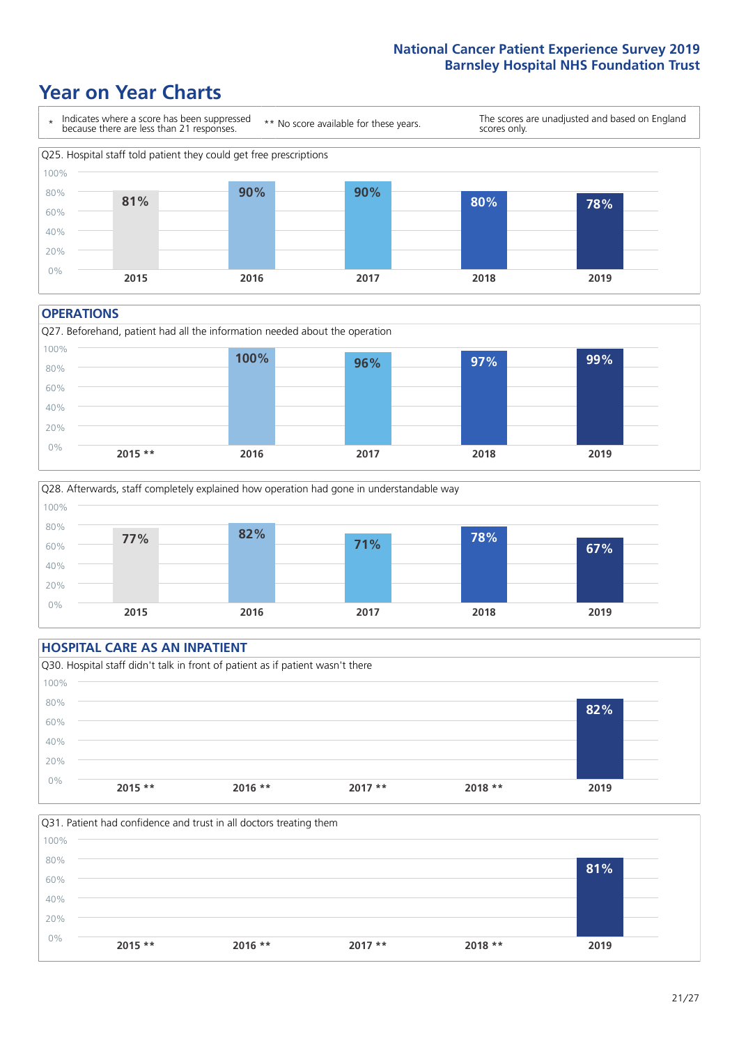# Year on Year Charts

| * Indicates where a score has been suppressed because there are less than 21 responses. | ** No score available for these years. | The scores are unadjusted and based on England scores only. |
|---|---|---|

Q25. Hospital staff told patient they could get free prescriptions

| 2015 | 2016 | 2017 | 2018 | 2019 |
|---|---|---|---|---|
| 81% | 90% | 90% | 80% | 78% |

## OPERATIONS

Q27. Beforehand, patient had all the information needed about the operation

| 2015 ** | 2016 | 2017 | 2018 | 2019 |
|---|---|---|---|---|
| | 100% | 96% | 97% | 99% |

Q28. Afterwards, staff completely explained how operation had gone in understandable way

| 2015 | 2016 | 2017 | 2018 | 2019 |
|---|---|---|---|---|
| 77% | 82% | 71% | 78% | 67% |

## HOSPITAL CARE AS AN INPATIENT

Q30. Hospital staff didn't talk in front of patient as if patient wasn't there

| 2015 ** | 2016 ** | 2017 ** | 2018 ** | 2019 |
|---|---|---|---|---|
| | | | | 82% |

Q31. Patient had confidence and trust in all doctors treating them

| 2015 ** | 2016 ** | 2017 ** | 2018 ** | 2019 |
|---|---|---|---|---|
| | | | | 81% |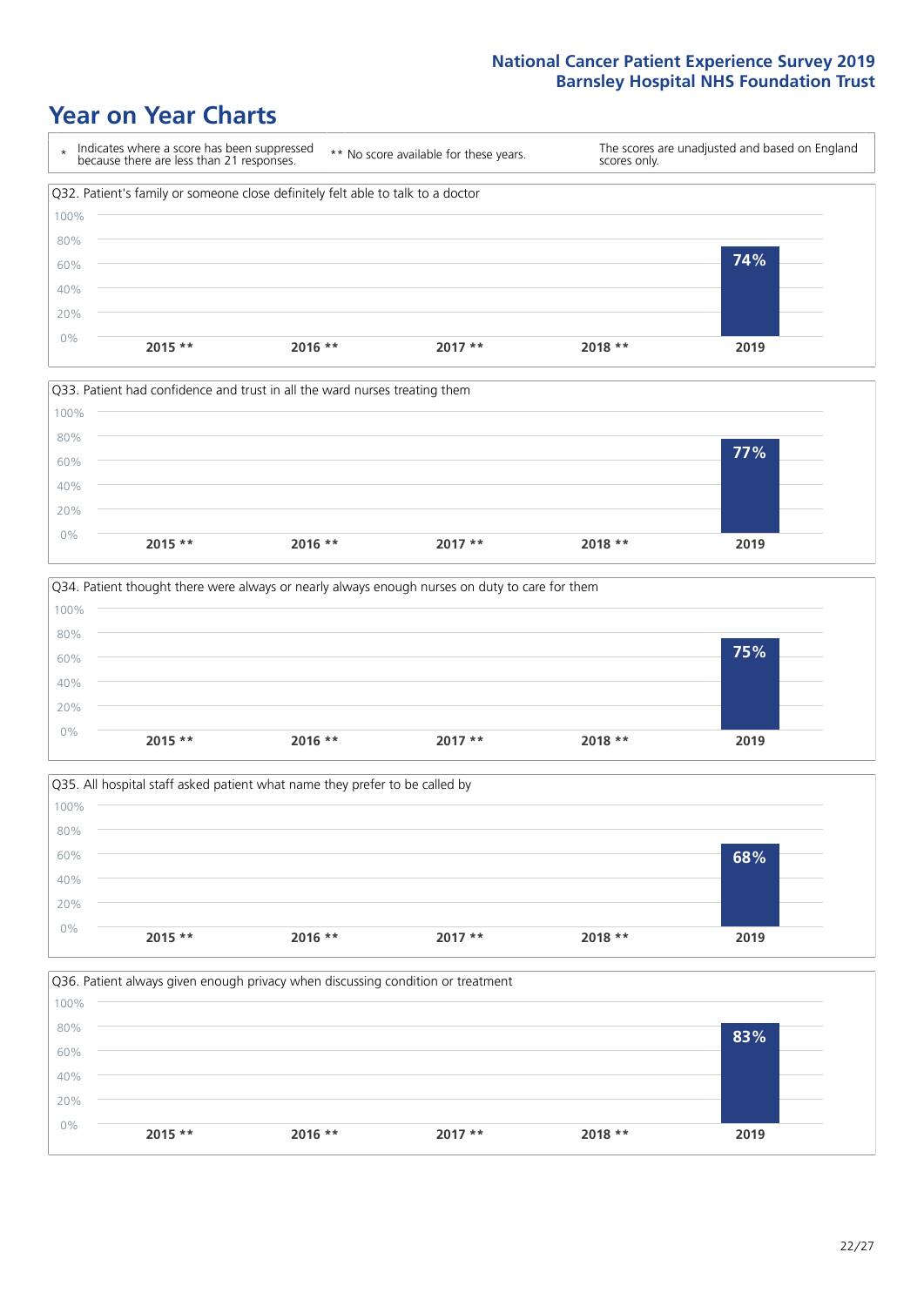# Year on Year Charts

| * Indicates where a score has been suppressed because there are less than 21 responses. | ** No score available for these years. | The scores are unadjusted and based on England scores only. |
|---|---|---|

Q32. Patient's family or someone close definitely felt able to talk to a doctor

| 2015 ** | 2016 ** | 2017 ** | 2018 ** | 2019 |
|---|---|---|---|---|
| | | | | 74% |

Q33. Patient had confidence and trust in all the ward nurses treating them

| 2015 ** | 2016 ** | 2017 ** | 2018 ** | 2019 |
|---|---|---|---|---|
| | | | | 77% |

Q34. Patient thought there were always or nearly always enough nurses on duty to care for them

| 2015 ** | 2016 ** | 2017 ** | 2018 ** | 2019 |
|---|---|---|---|---|
| | | | | 75% |

Q35. All hospital staff asked patient what name they prefer to be called by

| 2015 ** | 2016 ** | 2017 ** | 2018 ** | 2019 |
|---|---|---|---|---|
| | | | | 68% |

Q36. Patient always given enough privacy when discussing condition or treatment

| 2015 ** | 2016 ** | 2017 ** | 2018 ** | 2019 |
|---|---|---|---|---|
| | | | | 83% |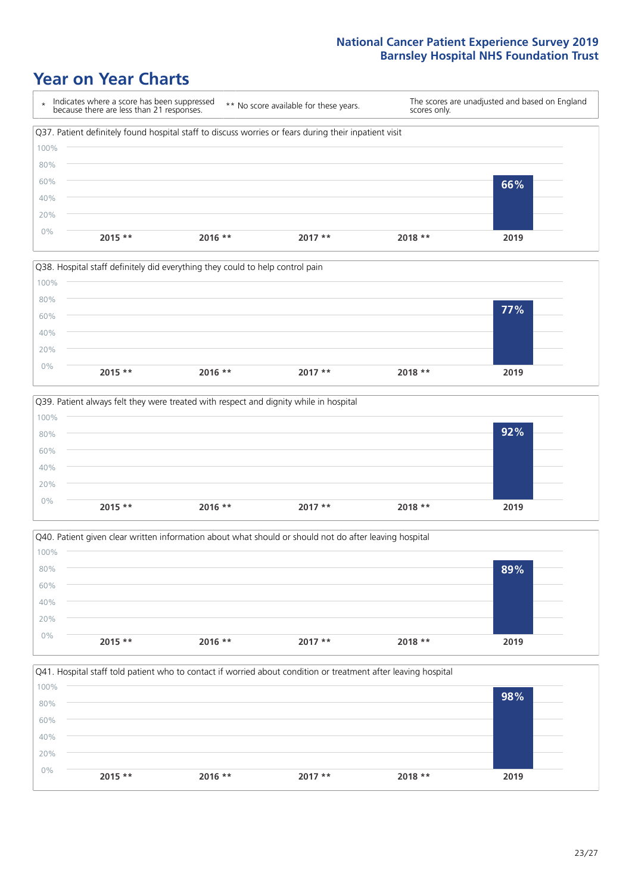# Year on Year Charts

- \* Indicates where a score has been suppressed because there are less than 21 responses.
- \*\* No score available for these years.
- The scores are unadjusted and based on England scores only.

### Q37. Patient definitely found hospital staff to discuss worries or fears during their inpatient visit

| 2015 ** | 2016 ** | 2017 ** | 2018 ** | 2019 |
|---|---|---|---|---|
| | | | | 66% |

### Q38. Hospital staff definitely did everything they could to help control pain

| 2015 ** | 2016 ** | 2017 ** | 2018 ** | 2019 |
|---|---|---|---|---|
| | | | | 77% |

### Q39. Patient always felt they were treated with respect and dignity while in hospital

| 2015 ** | 2016 ** | 2017 ** | 2018 ** | 2019 |
|---|---|---|---|---|
| | | | | 92% |

### Q40. Patient given clear written information about what should or should not do after leaving hospital

| 2015 ** | 2016 ** | 2017 ** | 2018 ** | 2019 |
|---|---|---|---|---|
| | | | | 89% |

### Q41. Hospital staff told patient who to contact if worried about condition or treatment after leaving hospital

| 2015 ** | 2016 ** | 2017 ** | 2018 ** | 2019 |
|---|---|---|---|---|
| | | | | 98% |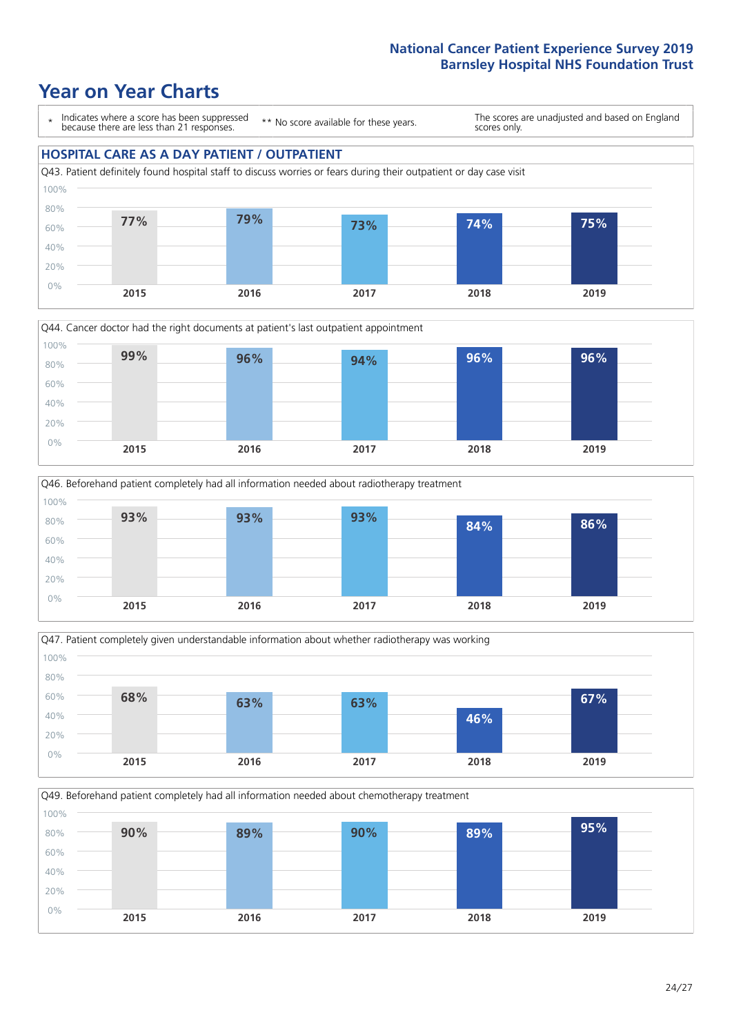# Year on Year Charts

\* Indicates where a score has been suppressed because there are less than 21 responses.

\*\* No score available for these years.

The scores are unadjusted and based on England scores only.

## HOSPITAL CARE AS A DAY PATIENT / OUTPATIENT

Q43. Patient definitely found hospital staff to discuss worries or fears during their outpatient or day case visit

| 2015 | 2016 | 2017 | 2018 | 2019 |
|---|---|---|---|---|
| 77% | 79% | 73% | 74% | 75% |

Q44. Cancer doctor had the right documents at patient's last outpatient appointment

| 2015 | 2016 | 2017 | 2018 | 2019 |
|---|---|---|---|---|
| 99% | 96% | 94% | 96% | 96% |

Q46. Beforehand patient completely had all information needed about radiotherapy treatment

| 2015 | 2016 | 2017 | 2018 | 2019 |
|---|---|---|---|---|
| 93% | 93% | 93% | 84% | 86% |

Q47. Patient completely given understandable information about whether radiotherapy was working

| 2015 | 2016 | 2017 | 2018 | 2019 |
|---|---|---|---|---|
| 68% | 63% | 63% | 46% | 67% |

Q49. Beforehand patient completely had all information needed about chemotherapy treatment

| 2015 | 2016 | 2017 | 2018 | 2019 |
|---|---|---|---|---|
| 90% | 89% | 90% | 89% | 95% |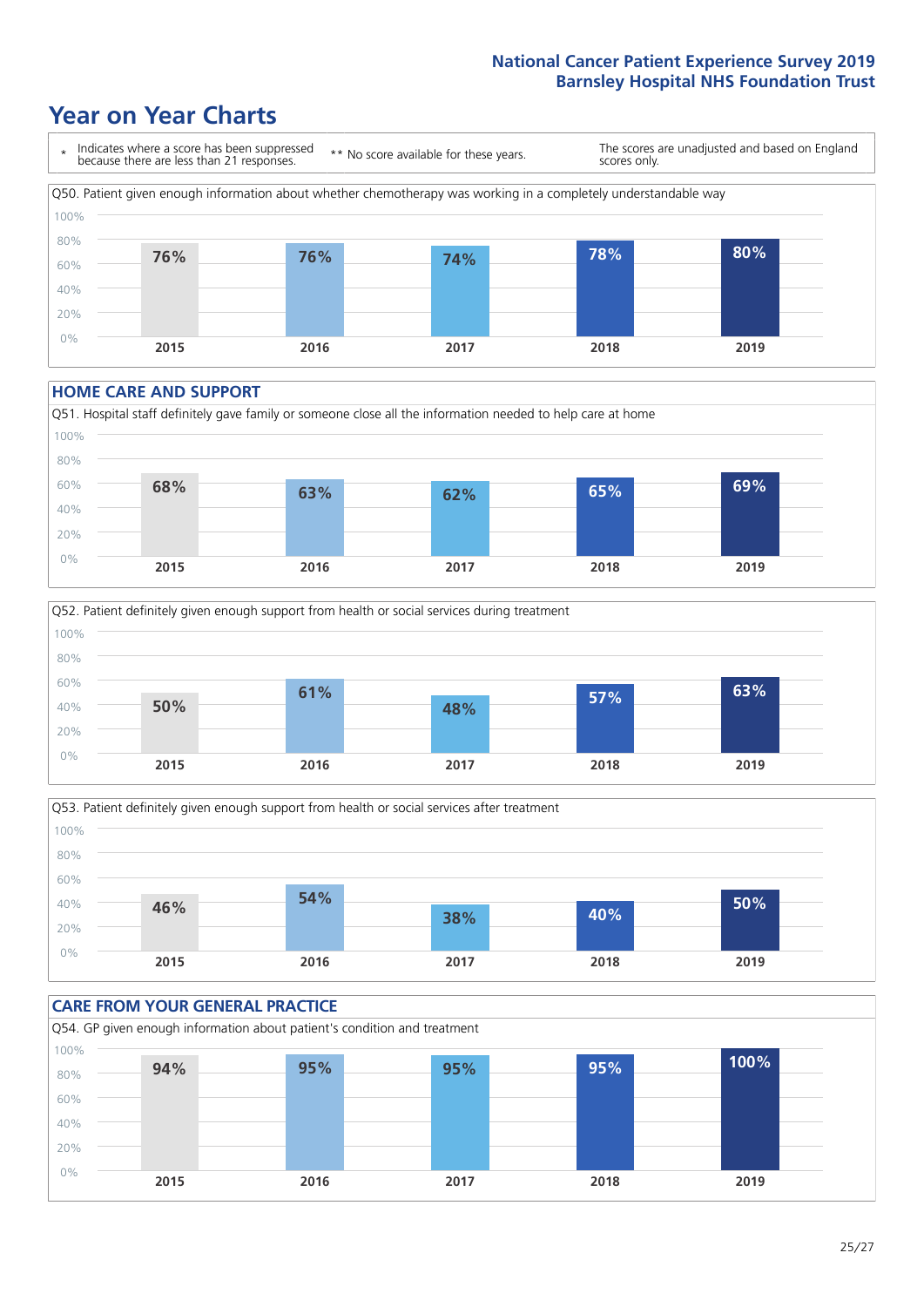# Year on Year Charts

| * Indicates where a score has been suppressed because there are less than 21 responses. | ** No score available for these years. | The scores are unadjusted and based on England scores only. |
|---|---|---|

Q50. Patient given enough information about whether chemotherapy was working in a completely understandable way

| 2015 | 2016 | 2017 | 2018 | 2019 |
|---|---|---|---|---|
| 76% | 76% | 74% | 78% | 80% |

## HOME CARE AND SUPPORT

Q51. Hospital staff definitely gave family or someone close all the information needed to help care at home

| 2015 | 2016 | 2017 | 2018 | 2019 |
|---|---|---|---|---|
| 68% | 63% | 62% | 65% | 69% |

Q52. Patient definitely given enough support from health or social services during treatment

| 2015 | 2016 | 2017 | 2018 | 2019 |
|---|---|---|---|---|
| 50% | 61% | 48% | 57% | 63% |

Q53. Patient definitely given enough support from health or social services after treatment

| 2015 | 2016 | 2017 | 2018 | 2019 |
|---|---|---|---|---|
| 46% | 54% | 38% | 40% | 50% |

## CARE FROM YOUR GENERAL PRACTICE

Q54. GP given enough information about patient's condition and treatment

| 2015 | 2016 | 2017 | 2018 | 2019 |
|---|---|---|---|---|
| 94% | 95% | 95% | 95% | 100% |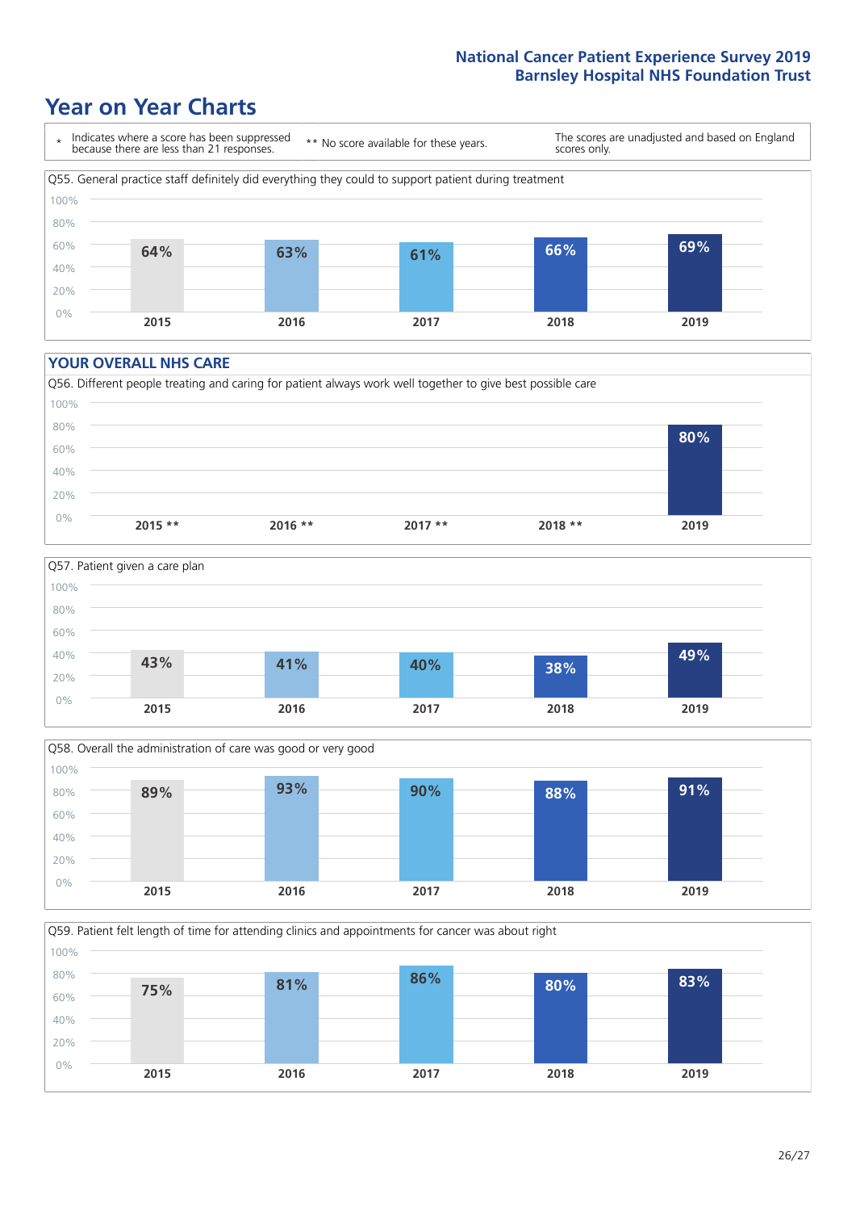# Year on Year Charts

\* Indicates where a score has been suppressed because there are less than 21 responses.

** No score available for these years.

The scores are unadjusted and based on England scores only.

Q55. General practice staff definitely did everything they could to support patient during treatment

| 2015 | 2016 | 2017 | 2018 | 2019 |
|---|---|---|---|---|
| 64% | 63% | 61% | 66% | 69% |

## YOUR OVERALL NHS CARE

Q56. Different people treating and caring for patient always work well together to give best possible care

| 2015 ** | 2016 ** | 2017 ** | 2018 ** | 2019 |
|---|---|---|---|---|
| | | | | 80% |

Q57. Patient given a care plan

| 2015 | 2016 | 2017 | 2018 | 2019 |
|---|---|---|---|---|
| 43% | 41% | 40% | 38% | 49% |

Q58. Overall the administration of care was good or very good

| 2015 | 2016 | 2017 | 2018 | 2019 |
|---|---|---|---|---|
| 89% | 93% | 90% | 88% | 91% |

Q59. Patient felt length of time for attending clinics and appointments for cancer was about right

| 2015 | 2016 | 2017 | 2018 | 2019 |
|---|---|---|---|---|
| 75% | 81% | 86% | 80% | 83% |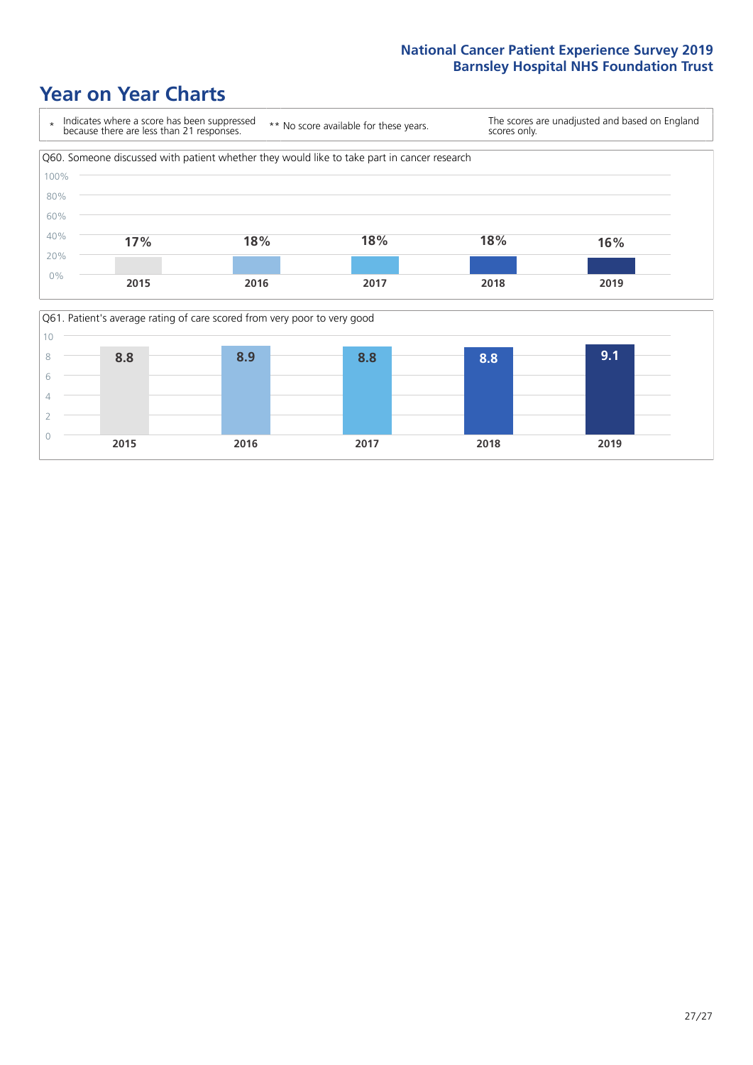# Year on Year Charts

\* Indicates where a score has been suppressed because there are less than 21 responses.

\*\* No score available for these years.

The scores are unadjusted and based on England scores only.

Q60. Someone discussed with patient whether they would like to take part in cancer research

100%
80%
60%
40%
20%
0%

17% 18% 18% 18% 16%

2015 2016 2017 2018 2019

Q61. Patient's average rating of care scored from very poor to very good

10
8
6
4
2
0

8.8 8.9 8.8 8.8 9.1

2015 2016 2017 2018 2019